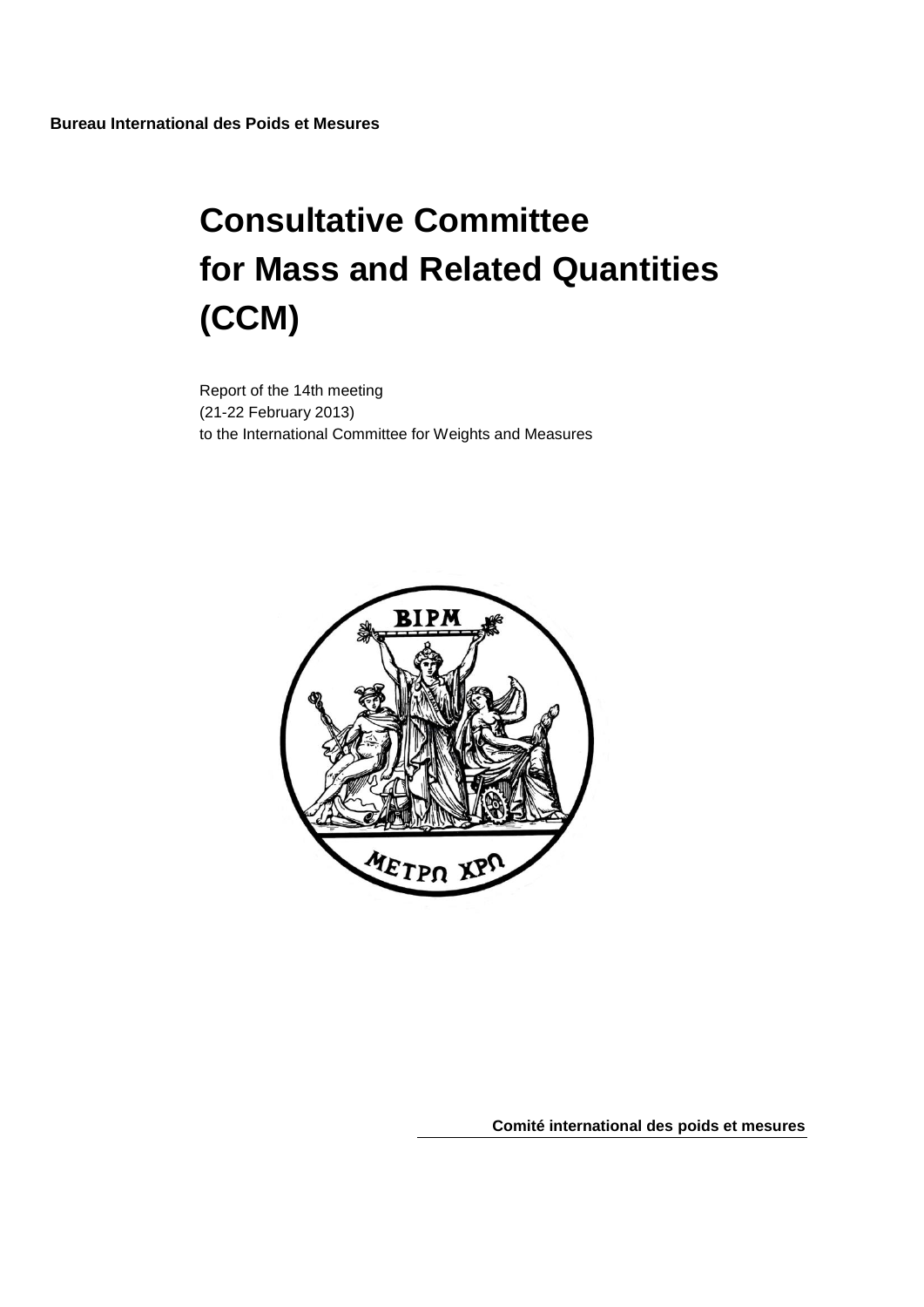**Bureau International des Poids et Mesures**

# Consultative Committee for Mass and Related Quantities (CCM)

Report of the 14th meeting
(21-22 February 2013)
to the International Committee for Weights and Measures

**Comité international des poids et mesures**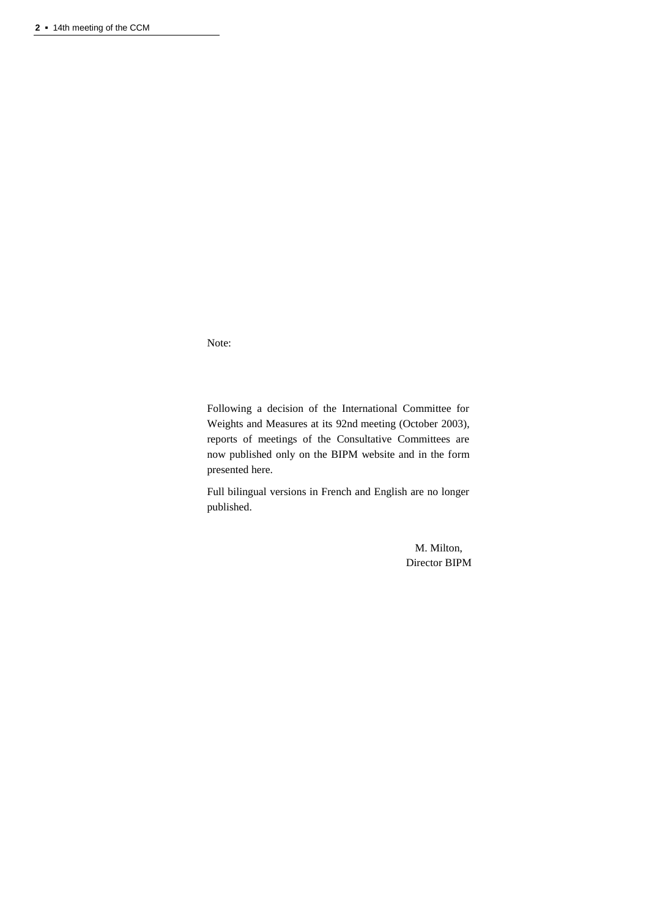Note:

Following a decision of the International Committee for Weights and Measures at its 92nd meeting (October 2003), reports of meetings of the Consultative Committees are now published only on the BIPM website and in the form presented here.

Full bilingual versions in French and English are no longer published.

M. Milton,
Director BIPM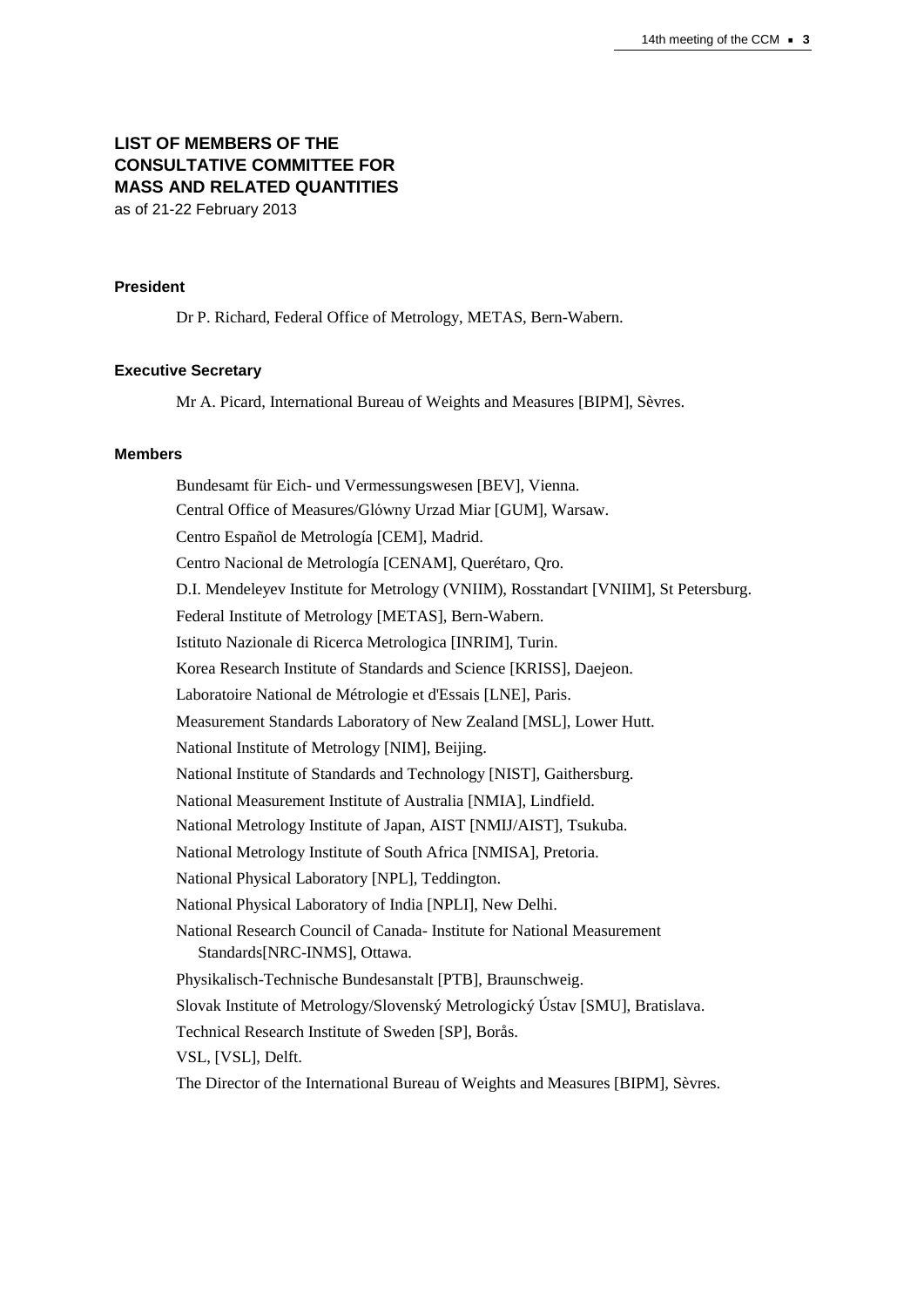# LIST OF MEMBERS OF THE CONSULTATIVE COMMITTEE FOR MASS AND RELATED QUANTITIES

as of 21-22 February 2013

## President

Dr P. Richard, Federal Office of Metrology, METAS, Bern-Wabern.

## Executive Secretary

Mr A. Picard, International Bureau of Weights and Measures [BIPM], Sèvres.

## Members

Bundesamt für Eich- und Vermessungswesen [BEV], Vienna.

Central Office of Measures/Glówny Urzad Miar [GUM], Warsaw.

Centro Español de Metrología [CEM], Madrid.

Centro Nacional de Metrología [CENAM], Querétaro, Qro.

D.I. Mendeleyev Institute for Metrology (VNIIM), Rosstandart [VNIIM], St Petersburg.

Federal Institute of Metrology [METAS], Bern-Wabern.

Istituto Nazionale di Ricerca Metrologica [INRIM], Turin.

Korea Research Institute of Standards and Science [KRISS], Daejeon.

Laboratoire National de Métrologie et d'Essais [LNE], Paris.

Measurement Standards Laboratory of New Zealand [MSL], Lower Hutt.

National Institute of Metrology [NIM], Beijing.

National Institute of Standards and Technology [NIST], Gaithersburg.

National Measurement Institute of Australia [NMIA], Lindfield.

National Metrology Institute of Japan, AIST [NMIJ/AIST], Tsukuba.

National Metrology Institute of South Africa [NMISA], Pretoria.

National Physical Laboratory [NPL], Teddington.

National Physical Laboratory of India [NPLI], New Delhi.

National Research Council of Canada- Institute for National Measurement Standards[NRC-INMS], Ottawa.

Physikalisch-Technische Bundesanstalt [PTB], Braunschweig.

Slovak Institute of Metrology/Slovenský Metrologický Ústav [SMU], Bratislava.

Technical Research Institute of Sweden [SP], Borås.

VSL, [VSL], Delft.

The Director of the International Bureau of Weights and Measures [BIPM], Sèvres.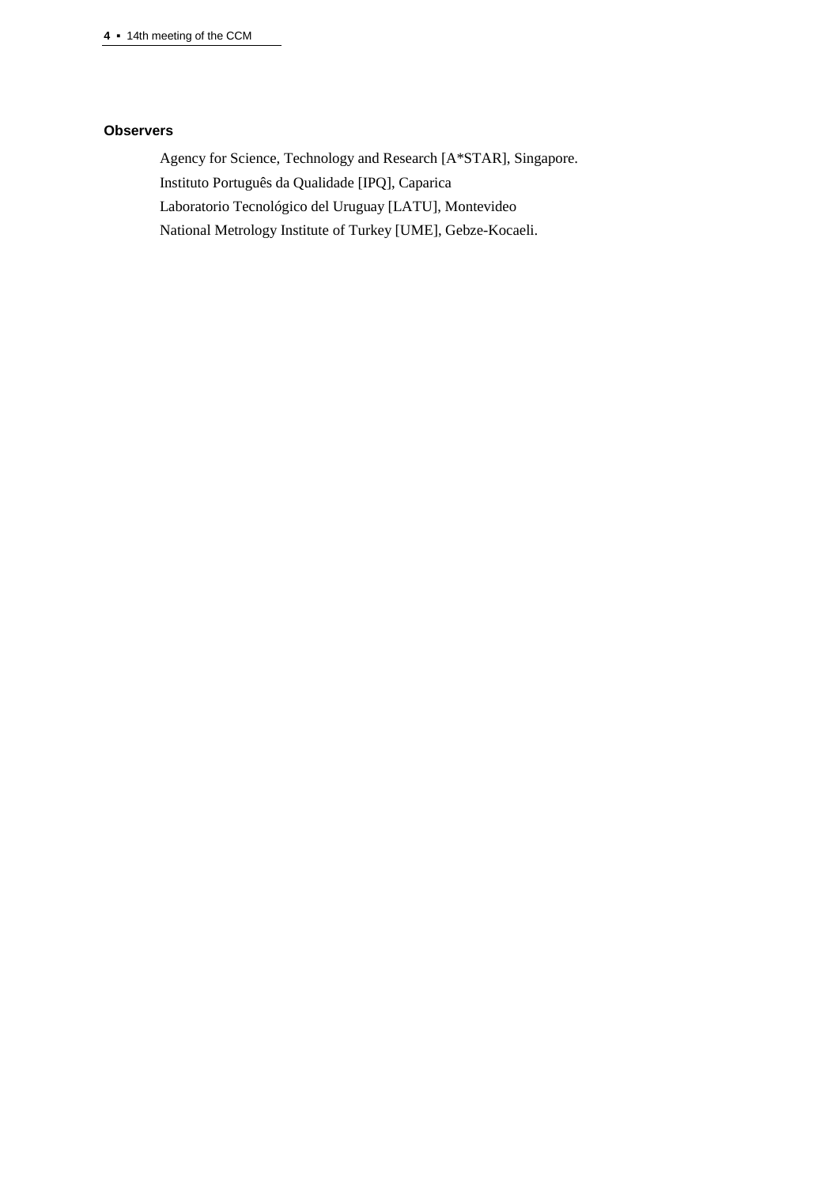**Observers**

Agency for Science, Technology and Research [A*STAR], Singapore.

Instituto Português da Qualidade [IPQ], Caparica

Laboratorio Tecnológico del Uruguay [LATU], Montevideo

National Metrology Institute of Turkey [UME], Gebze-Kocaeli.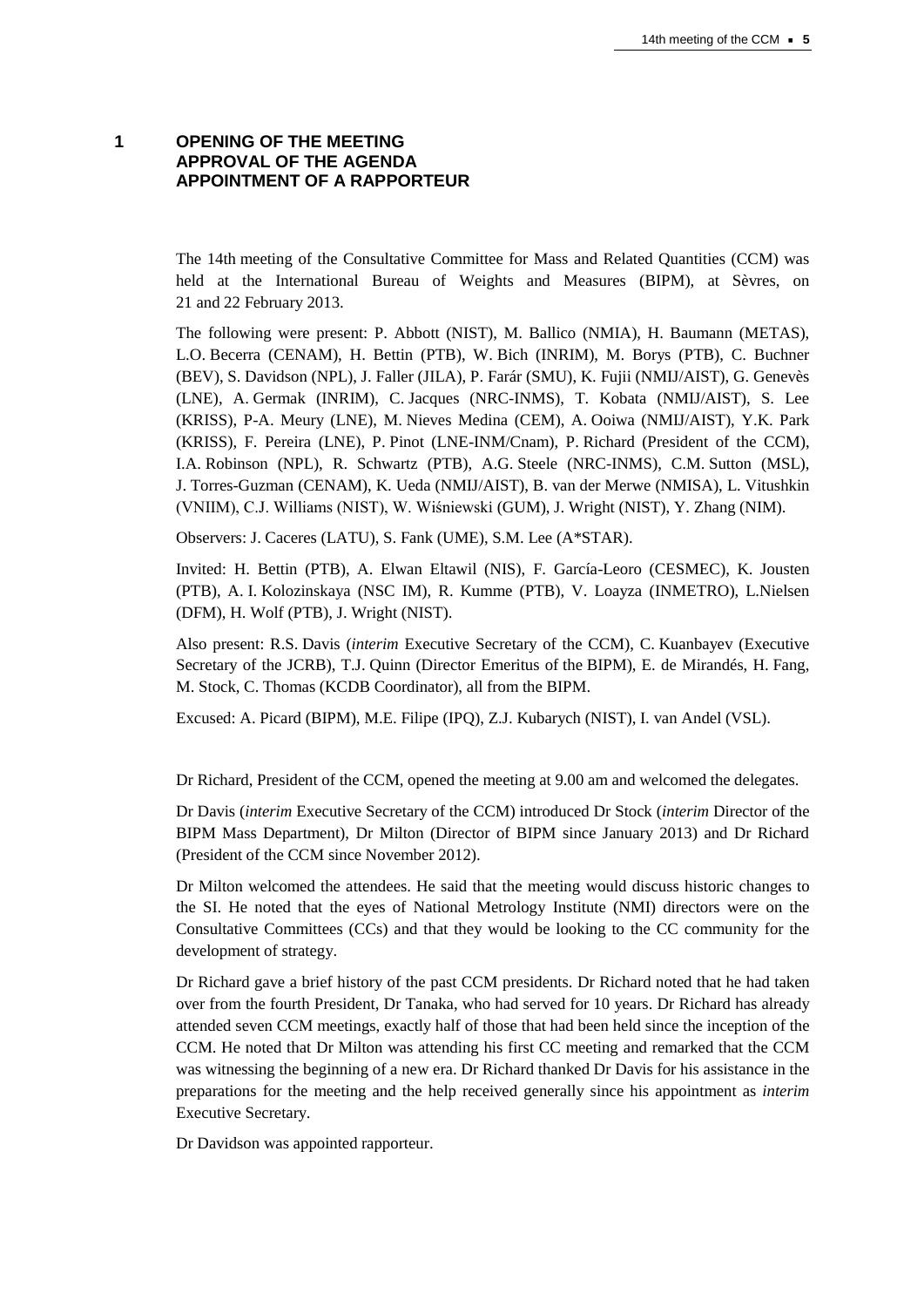# 1 OPENING OF THE MEETING APPROVAL OF THE AGENDA APPOINTMENT OF A RAPPORTEUR

The 14th meeting of the Consultative Committee for Mass and Related Quantities (CCM) was held at the International Bureau of Weights and Measures (BIPM), at Sèvres, on 21 and 22 February 2013.

The following were present: P. Abbott (NIST), M. Ballico (NMIA), H. Baumann (METAS), L.O. Becerra (CENAM), H. Bettin (PTB), W. Bich (INRIM), M. Borys (PTB), C. Buchner (BEV), S. Davidson (NPL), J. Faller (JILA), P. Farár (SMU), K. Fujii (NMIJ/AIST), G. Genevès (LNE), A. Germak (INRIM), C. Jacques (NRC-INMS), T. Kobata (NMIJ/AIST), S. Lee (KRISS), P-A. Meury (LNE), M. Nieves Medina (CEM), A. Ooiwa (NMIJ/AIST), Y.K. Park (KRISS), F. Pereira (LNE), P. Pinot (LNE-INM/Cnam), P. Richard (President of the CCM), I.A. Robinson (NPL), R. Schwartz (PTB), A.G. Steele (NRC-INMS), C.M. Sutton (MSL), J. Torres-Guzman (CENAM), K. Ueda (NMIJ/AIST), B. van der Merwe (NMISA), L. Vitushkin (VNIIM), C.J. Williams (NIST), W. Wiśniewski (GUM), J. Wright (NIST), Y. Zhang (NIM).

Observers: J. Caceres (LATU), S. Fank (UME), S.M. Lee (A*STAR).

Invited: H. Bettin (PTB), A. Elwan Eltawil (NIS), F. García-Leoro (CESMEC), K. Jousten (PTB), A. I. Kolozinskaya (NSC IM), R. Kumme (PTB), V. Loayza (INMETRO), L.Nielsen (DFM), H. Wolf (PTB), J. Wright (NIST).

Also present: R.S. Davis (*interim* Executive Secretary of the CCM), C. Kuanbayev (Executive Secretary of the JCRB), T.J. Quinn (Director Emeritus of the BIPM), E. de Mirandés, H. Fang, M. Stock, C. Thomas (KCDB Coordinator), all from the BIPM.

Excused: A. Picard (BIPM), M.E. Filipe (IPQ), Z.J. Kubarych (NIST), I. van Andel (VSL).

Dr Richard, President of the CCM, opened the meeting at 9.00 am and welcomed the delegates.

Dr Davis (*interim* Executive Secretary of the CCM) introduced Dr Stock (*interim* Director of the BIPM Mass Department), Dr Milton (Director of BIPM since January 2013) and Dr Richard (President of the CCM since November 2012).

Dr Milton welcomed the attendees. He said that the meeting would discuss historic changes to the SI. He noted that the eyes of National Metrology Institute (NMI) directors were on the Consultative Committees (CCs) and that they would be looking to the CC community for the development of strategy.

Dr Richard gave a brief history of the past CCM presidents. Dr Richard noted that he had taken over from the fourth President, Dr Tanaka, who had served for 10 years. Dr Richard has already attended seven CCM meetings, exactly half of those that had been held since the inception of the CCM. He noted that Dr Milton was attending his first CC meeting and remarked that the CCM was witnessing the beginning of a new era. Dr Richard thanked Dr Davis for his assistance in the preparations for the meeting and the help received generally since his appointment as *interim* Executive Secretary.

Dr Davidson was appointed rapporteur.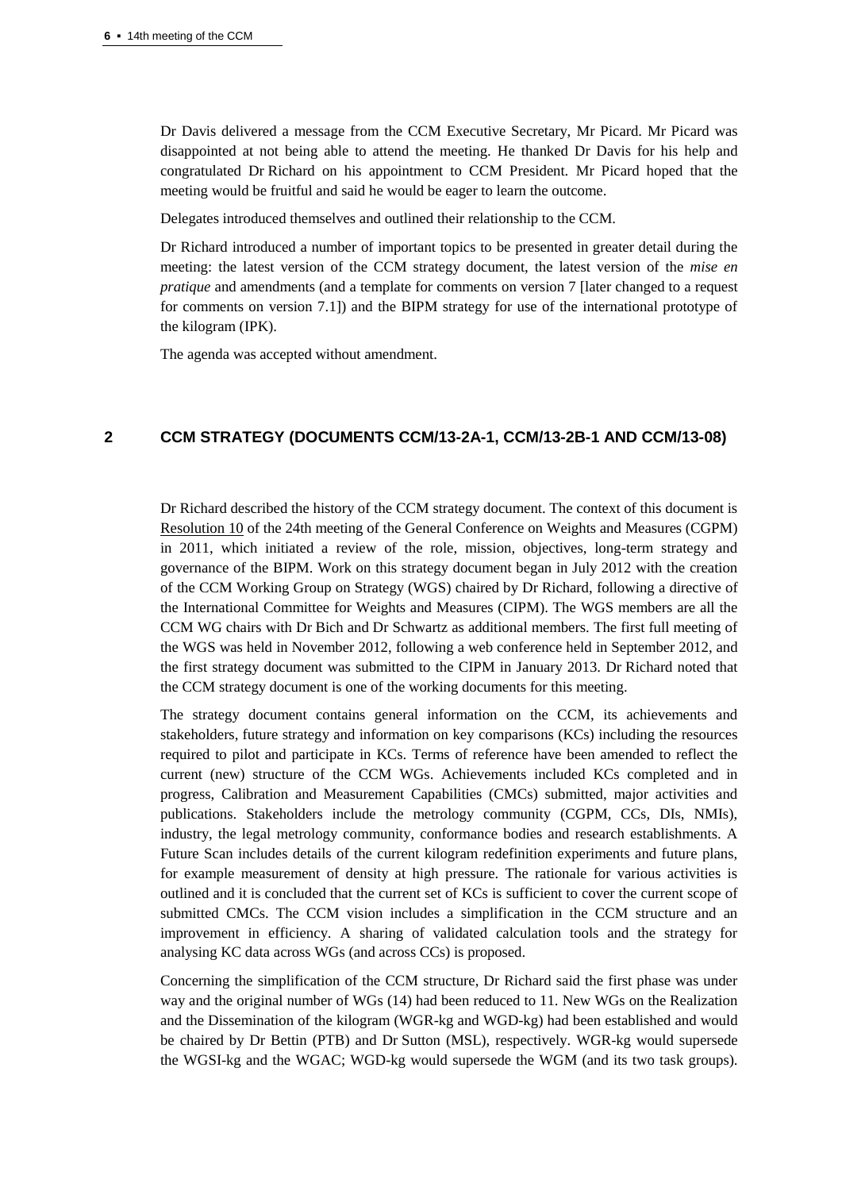Dr Davis delivered a message from the CCM Executive Secretary, Mr Picard. Mr Picard was disappointed at not being able to attend the meeting. He thanked Dr Davis for his help and congratulated Dr Richard on his appointment to CCM President. Mr Picard hoped that the meeting would be fruitful and said he would be eager to learn the outcome.

Delegates introduced themselves and outlined their relationship to the CCM.

Dr Richard introduced a number of important topics to be presented in greater detail during the meeting: the latest version of the CCM strategy document, the latest version of the *mise en pratique* and amendments (and a template for comments on version 7 [later changed to a request for comments on version 7.1]) and the BIPM strategy for use of the international prototype of the kilogram (IPK).

The agenda was accepted without amendment.

## 2 CCM STRATEGY (DOCUMENTS CCM/13-2A-1, CCM/13-2B-1 AND CCM/13-08)

Dr Richard described the history of the CCM strategy document. The context of this document is Resolution 10 of the 24th meeting of the General Conference on Weights and Measures (CGPM) in 2011, which initiated a review of the role, mission, objectives, long-term strategy and governance of the BIPM. Work on this strategy document began in July 2012 with the creation of the CCM Working Group on Strategy (WGS) chaired by Dr Richard, following a directive of the International Committee for Weights and Measures (CIPM). The WGS members are all the CCM WG chairs with Dr Bich and Dr Schwartz as additional members. The first full meeting of the WGS was held in November 2012, following a web conference held in September 2012, and the first strategy document was submitted to the CIPM in January 2013. Dr Richard noted that the CCM strategy document is one of the working documents for this meeting.

The strategy document contains general information on the CCM, its achievements and stakeholders, future strategy and information on key comparisons (KCs) including the resources required to pilot and participate in KCs. Terms of reference have been amended to reflect the current (new) structure of the CCM WGs. Achievements included KCs completed and in progress, Calibration and Measurement Capabilities (CMCs) submitted, major activities and publications. Stakeholders include the metrology community (CGPM, CCs, DIs, NMIs), industry, the legal metrology community, conformance bodies and research establishments. A Future Scan includes details of the current kilogram redefinition experiments and future plans, for example measurement of density at high pressure. The rationale for various activities is outlined and it is concluded that the current set of KCs is sufficient to cover the current scope of submitted CMCs. The CCM vision includes a simplification in the CCM structure and an improvement in efficiency. A sharing of validated calculation tools and the strategy for analysing KC data across WGs (and across CCs) is proposed.

Concerning the simplification of the CCM structure, Dr Richard said the first phase was under way and the original number of WGs (14) had been reduced to 11. New WGs on the Realization and the Dissemination of the kilogram (WGR-kg and WGD-kg) had been established and would be chaired by Dr Bettin (PTB) and Dr Sutton (MSL), respectively. WGR-kg would supersede the WGSI-kg and the WGAC; WGD-kg would supersede the WGM (and its two task groups).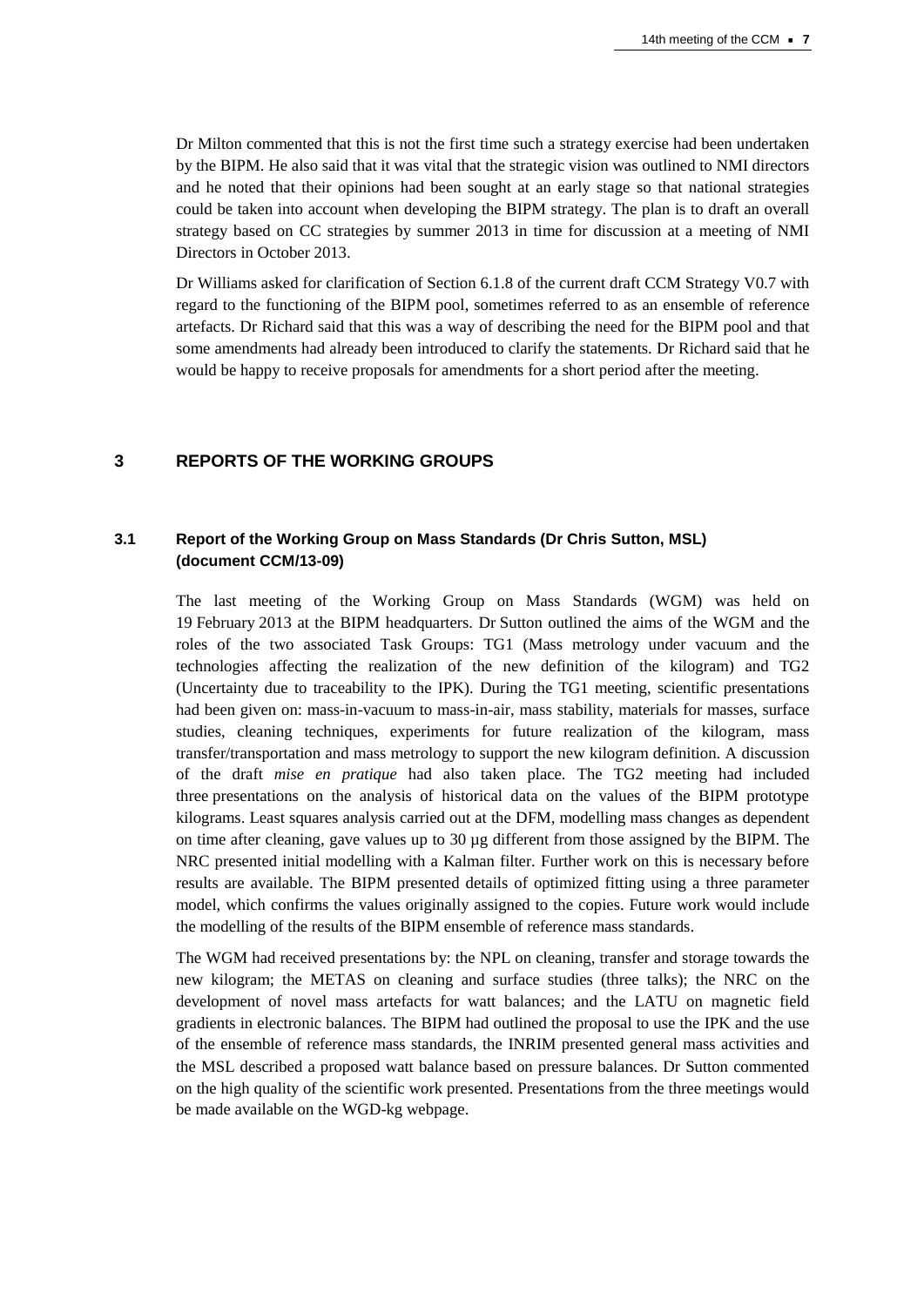Dr Milton commented that this is not the first time such a strategy exercise had been undertaken by the BIPM. He also said that it was vital that the strategic vision was outlined to NMI directors and he noted that their opinions had been sought at an early stage so that national strategies could be taken into account when developing the BIPM strategy. The plan is to draft an overall strategy based on CC strategies by summer 2013 in time for discussion at a meeting of NMI Directors in October 2013.

Dr Williams asked for clarification of Section 6.1.8 of the current draft CCM Strategy V0.7 with regard to the functioning of the BIPM pool, sometimes referred to as an ensemble of reference artefacts. Dr Richard said that this was a way of describing the need for the BIPM pool and that some amendments had already been introduced to clarify the statements. Dr Richard said that he would be happy to receive proposals for amendments for a short period after the meeting.

## 3 REPORTS OF THE WORKING GROUPS

### 3.1 Report of the Working Group on Mass Standards (Dr Chris Sutton, MSL) (document CCM/13-09)

The last meeting of the Working Group on Mass Standards (WGM) was held on 19 February 2013 at the BIPM headquarters. Dr Sutton outlined the aims of the WGM and the roles of the two associated Task Groups: TG1 (Mass metrology under vacuum and the technologies affecting the realization of the new definition of the kilogram) and TG2 (Uncertainty due to traceability to the IPK). During the TG1 meeting, scientific presentations had been given on: mass-in-vacuum to mass-in-air, mass stability, materials for masses, surface studies, cleaning techniques, experiments for future realization of the kilogram, mass transfer/transportation and mass metrology to support the new kilogram definition. A discussion of the draft *mise en pratique* had also taken place. The TG2 meeting had included three presentations on the analysis of historical data on the values of the BIPM prototype kilograms. Least squares analysis carried out at the DFM, modelling mass changes as dependent on time after cleaning, gave values up to 30 µg different from those assigned by the BIPM. The NRC presented initial modelling with a Kalman filter. Further work on this is necessary before results are available. The BIPM presented details of optimized fitting using a three parameter model, which confirms the values originally assigned to the copies. Future work would include the modelling of the results of the BIPM ensemble of reference mass standards.

The WGM had received presentations by: the NPL on cleaning, transfer and storage towards the new kilogram; the METAS on cleaning and surface studies (three talks); the NRC on the development of novel mass artefacts for watt balances; and the LATU on magnetic field gradients in electronic balances. The BIPM had outlined the proposal to use the IPK and the use of the ensemble of reference mass standards, the INRIM presented general mass activities and the MSL described a proposed watt balance based on pressure balances. Dr Sutton commented on the high quality of the scientific work presented. Presentations from the three meetings would be made available on the WGD-kg webpage.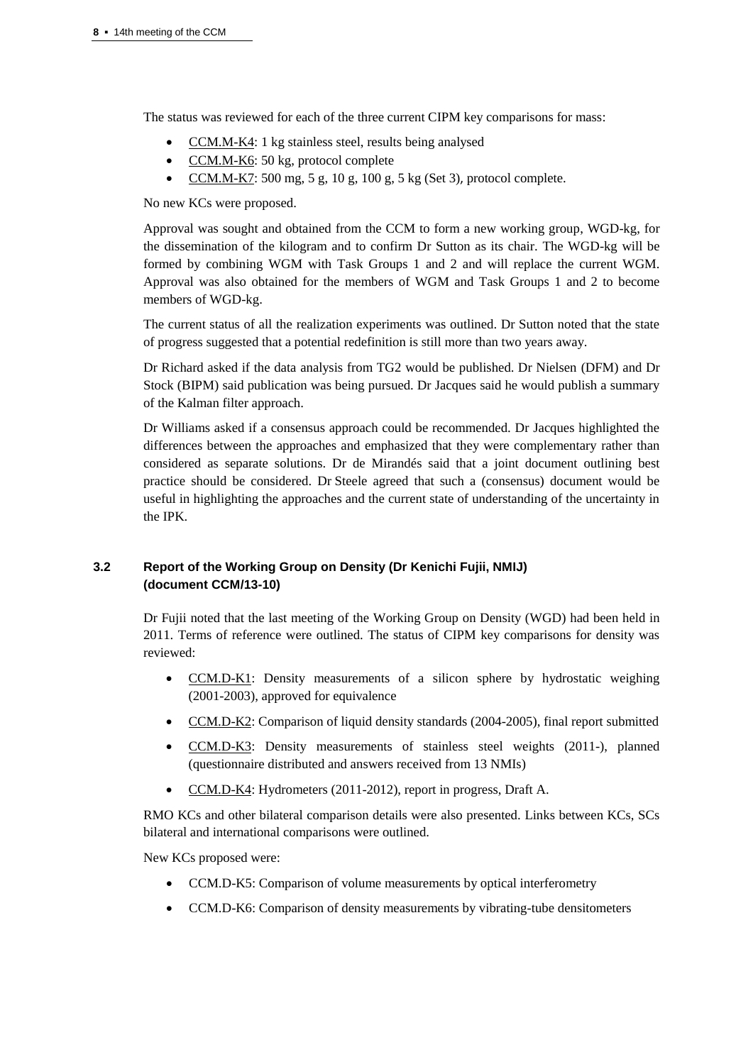The status was reviewed for each of the three current CIPM key comparisons for mass:

- CCM.M-K4: 1 kg stainless steel, results being analysed
- CCM.M-K6: 50 kg, protocol complete
- CCM.M-K7: 500 mg, 5 g, 10 g, 100 g, 5 kg (Set 3), protocol complete.

No new KCs were proposed.

Approval was sought and obtained from the CCM to form a new working group, WGD-kg, for the dissemination of the kilogram and to confirm Dr Sutton as its chair. The WGD-kg will be formed by combining WGM with Task Groups 1 and 2 and will replace the current WGM. Approval was also obtained for the members of WGM and Task Groups 1 and 2 to become members of WGD-kg.

The current status of all the realization experiments was outlined. Dr Sutton noted that the state of progress suggested that a potential redefinition is still more than two years away.

Dr Richard asked if the data analysis from TG2 would be published. Dr Nielsen (DFM) and Dr Stock (BIPM) said publication was being pursued. Dr Jacques said he would publish a summary of the Kalman filter approach.

Dr Williams asked if a consensus approach could be recommended. Dr Jacques highlighted the differences between the approaches and emphasized that they were complementary rather than considered as separate solutions. Dr de Mirandés said that a joint document outlining best practice should be considered. Dr Steele agreed that such a (consensus) document would be useful in highlighting the approaches and the current state of understanding of the uncertainty in the IPK.

### 3.2 Report of the Working Group on Density (Dr Kenichi Fujii, NMIJ) (document CCM/13-10)

Dr Fujii noted that the last meeting of the Working Group on Density (WGD) had been held in 2011. Terms of reference were outlined. The status of CIPM key comparisons for density was reviewed:

- CCM.D-K1: Density measurements of a silicon sphere by hydrostatic weighing (2001-2003), approved for equivalence
- CCM.D-K2: Comparison of liquid density standards (2004-2005), final report submitted
- CCM.D-K3: Density measurements of stainless steel weights (2011-), planned (questionnaire distributed and answers received from 13 NMIs)
- CCM.D-K4: Hydrometers (2011-2012), report in progress, Draft A.

RMO KCs and other bilateral comparison details were also presented. Links between KCs, SCs bilateral and international comparisons were outlined.

New KCs proposed were:

- CCM.D-K5: Comparison of volume measurements by optical interferometry
- CCM.D-K6: Comparison of density measurements by vibrating-tube densitometers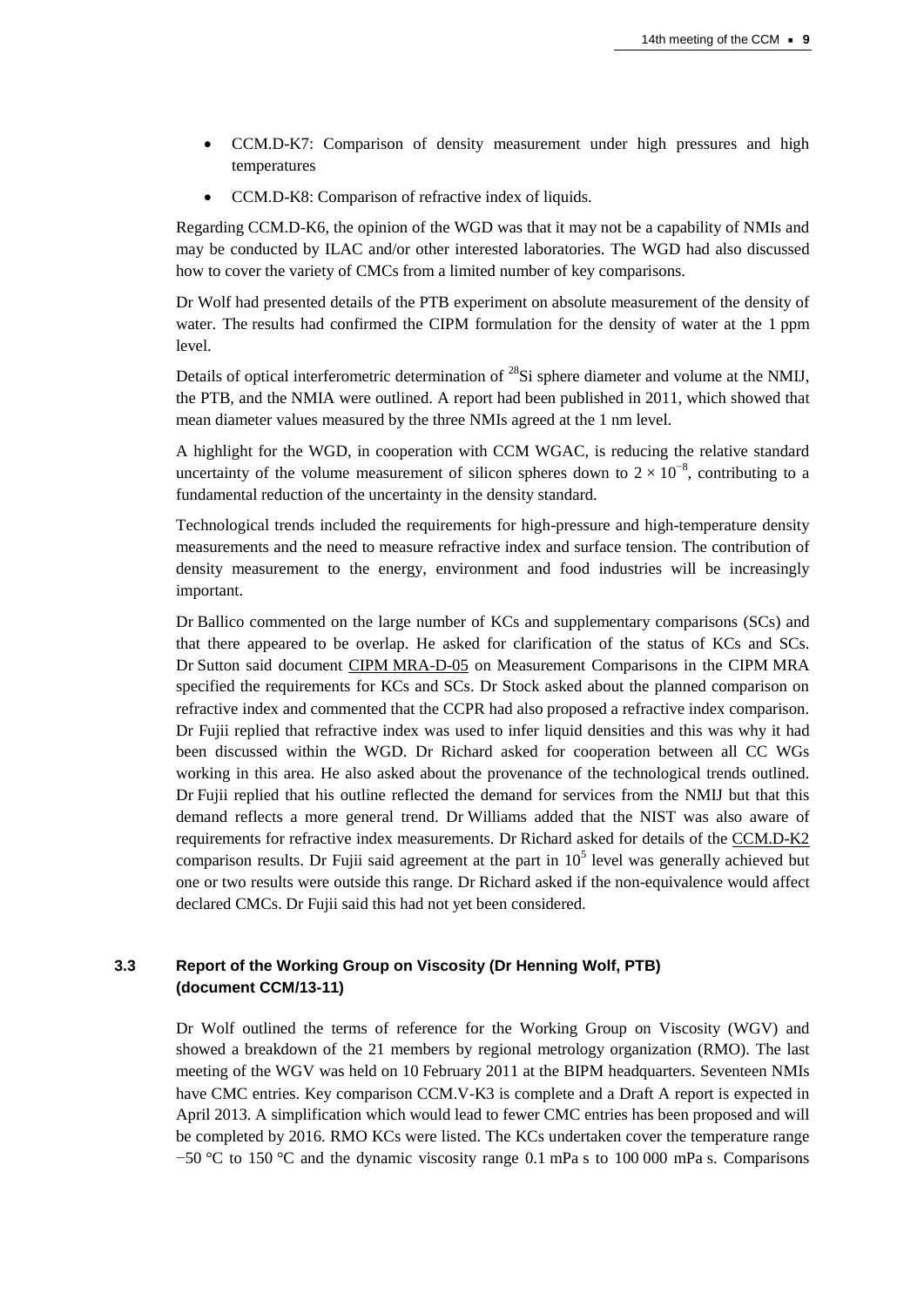- CCM.D-K7: Comparison of density measurement under high pressures and high temperatures
- CCM.D-K8: Comparison of refractive index of liquids.

Regarding CCM.D-K6, the opinion of the WGD was that it may not be a capability of NMIs and may be conducted by ILAC and/or other interested laboratories. The WGD had also discussed how to cover the variety of CMCs from a limited number of key comparisons.

Dr Wolf had presented details of the PTB experiment on absolute measurement of the density of water. The results had confirmed the CIPM formulation for the density of water at the 1 ppm level.

Details of optical interferometric determination of $^{28}$Si sphere diameter and volume at the NMIJ, the PTB, and the NMIA were outlined. A report had been published in 2011, which showed that mean diameter values measured by the three NMIs agreed at the 1 nm level.

A highlight for the WGD, in cooperation with CCM WGAC, is reducing the relative standard uncertainty of the volume measurement of silicon spheres down to $2 \times 10^{-8}$, contributing to a fundamental reduction of the uncertainty in the density standard.

Technological trends included the requirements for high-pressure and high-temperature density measurements and the need to measure refractive index and surface tension. The contribution of density measurement to the energy, environment and food industries will be increasingly important.

Dr Ballico commented on the large number of KCs and supplementary comparisons (SCs) and that there appeared to be overlap. He asked for clarification of the status of KCs and SCs. Dr Sutton said document CIPM MRA-D-05 on Measurement Comparisons in the CIPM MRA specified the requirements for KCs and SCs. Dr Stock asked about the planned comparison on refractive index and commented that the CCPR had also proposed a refractive index comparison. Dr Fujii replied that refractive index was used to infer liquid densities and this was why it had been discussed within the WGD. Dr Richard asked for cooperation between all CC WGs working in this area. He also asked about the provenance of the technological trends outlined. Dr Fujii replied that his outline reflected the demand for services from the NMIJ but that this demand reflects a more general trend. Dr Williams added that the NIST was also aware of requirements for refractive index measurements. Dr Richard asked for details of the CCM.D-K2 comparison results. Dr Fujii said agreement at the part in $10^5$ level was generally achieved but one or two results were outside this range. Dr Richard asked if the non-equivalence would affect declared CMCs. Dr Fujii said this had not yet been considered.

### 3.3 Report of the Working Group on Viscosity (Dr Henning Wolf, PTB) (document CCM/13-11)

Dr Wolf outlined the terms of reference for the Working Group on Viscosity (WGV) and showed a breakdown of the 21 members by regional metrology organization (RMO). The last meeting of the WGV was held on 10 February 2011 at the BIPM headquarters. Seventeen NMIs have CMC entries. Key comparison CCM.V-K3 is complete and a Draft A report is expected in April 2013. A simplification which would lead to fewer CMC entries has been proposed and will be completed by 2016. RMO KCs were listed. The KCs undertaken cover the temperature range −50 °C to 150 °C and the dynamic viscosity range 0.1 mPa s to 100 000 mPa s. Comparisons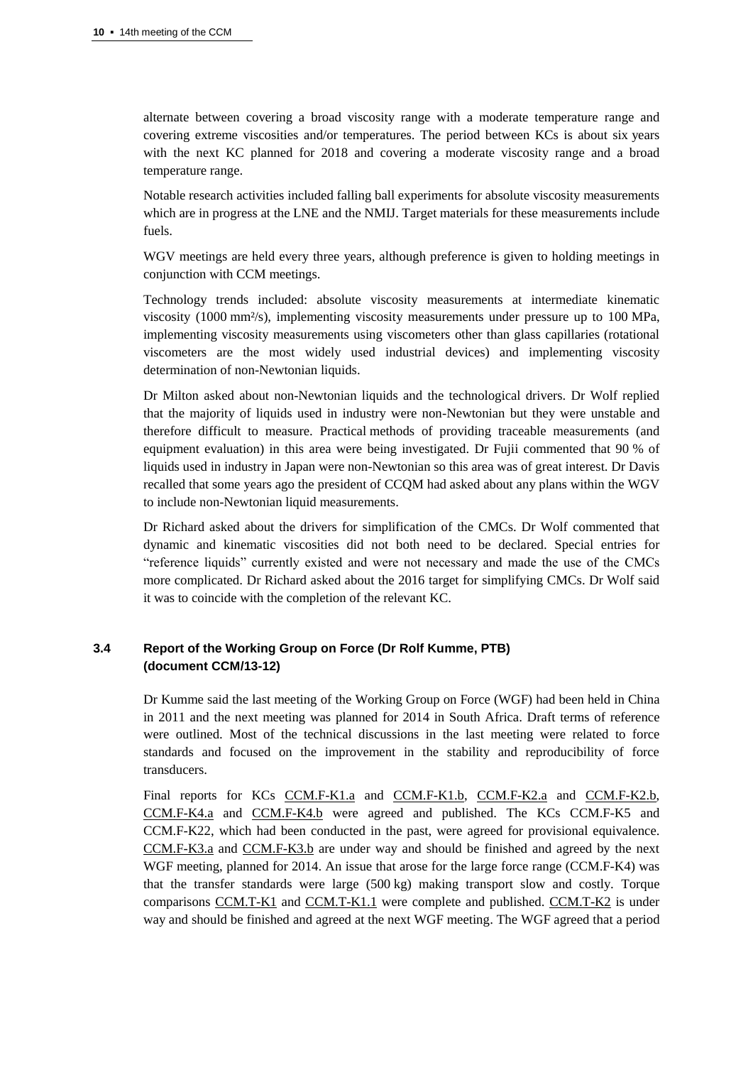alternate between covering a broad viscosity range with a moderate temperature range and covering extreme viscosities and/or temperatures. The period between KCs is about six years with the next KC planned for 2018 and covering a moderate viscosity range and a broad temperature range.

Notable research activities included falling ball experiments for absolute viscosity measurements which are in progress at the LNE and the NMIJ. Target materials for these measurements include fuels.

WGV meetings are held every three years, although preference is given to holding meetings in conjunction with CCM meetings.

Technology trends included: absolute viscosity measurements at intermediate kinematic viscosity (1000 mm²/s), implementing viscosity measurements under pressure up to 100 MPa, implementing viscosity measurements using viscometers other than glass capillaries (rotational viscometers are the most widely used industrial devices) and implementing viscosity determination of non-Newtonian liquids.

Dr Milton asked about non-Newtonian liquids and the technological drivers. Dr Wolf replied that the majority of liquids used in industry were non-Newtonian but they were unstable and therefore difficult to measure. Practical methods of providing traceable measurements (and equipment evaluation) in this area were being investigated. Dr Fujii commented that 90 % of liquids used in industry in Japan were non-Newtonian so this area was of great interest. Dr Davis recalled that some years ago the president of CCQM had asked about any plans within the WGV to include non-Newtonian liquid measurements.

Dr Richard asked about the drivers for simplification of the CMCs. Dr Wolf commented that dynamic and kinematic viscosities did not both need to be declared. Special entries for "reference liquids" currently existed and were not necessary and made the use of the CMCs more complicated. Dr Richard asked about the 2016 target for simplifying CMCs. Dr Wolf said it was to coincide with the completion of the relevant KC.

### 3.4 Report of the Working Group on Force (Dr Rolf Kumme, PTB) (document CCM/13-12)

Dr Kumme said the last meeting of the Working Group on Force (WGF) had been held in China in 2011 and the next meeting was planned for 2014 in South Africa. Draft terms of reference were outlined. Most of the technical discussions in the last meeting were related to force standards and focused on the improvement in the stability and reproducibility of force transducers.

Final reports for KCs CCM.F-K1.a and CCM.F-K1.b, CCM.F-K2.a and CCM.F-K2.b, CCM.F-K4.a and CCM.F-K4.b were agreed and published. The KCs CCM.F-K5 and CCM.F-K22, which had been conducted in the past, were agreed for provisional equivalence. CCM.F-K3.a and CCM.F-K3.b are under way and should be finished and agreed by the next WGF meeting, planned for 2014. An issue that arose for the large force range (CCM.F-K4) was that the transfer standards were large (500 kg) making transport slow and costly. Torque comparisons CCM.T-K1 and CCM.T-K1.1 were complete and published. CCM.T-K2 is under way and should be finished and agreed at the next WGF meeting. The WGF agreed that a period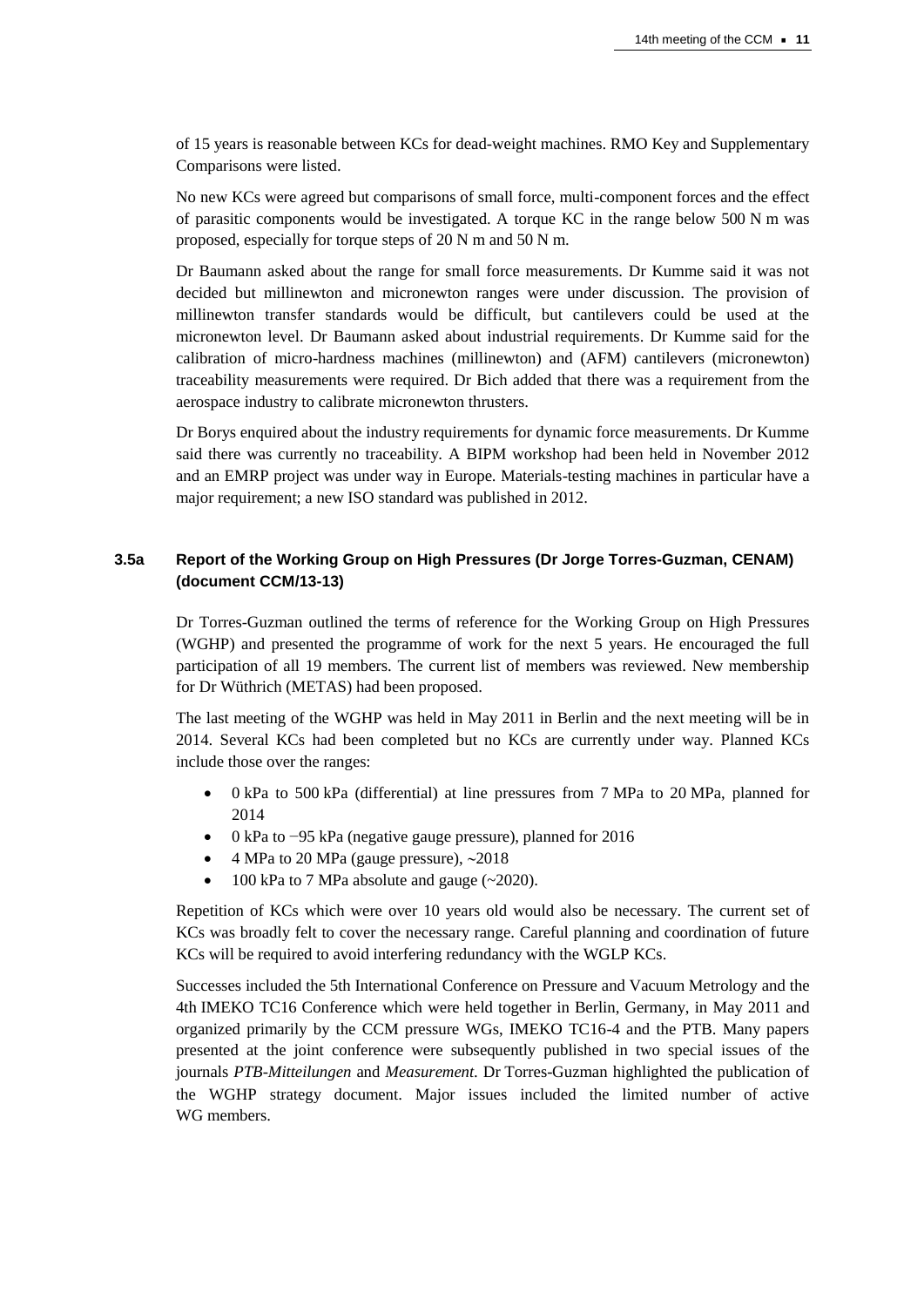of 15 years is reasonable between KCs for dead-weight machines. RMO Key and Supplementary Comparisons were listed.

No new KCs were agreed but comparisons of small force, multi-component forces and the effect of parasitic components would be investigated. A torque KC in the range below 500 N m was proposed, especially for torque steps of 20 N m and 50 N m.

Dr Baumann asked about the range for small force measurements. Dr Kumme said it was not decided but millinewton and micronewton ranges were under discussion. The provision of millinewton transfer standards would be difficult, but cantilevers could be used at the micronewton level. Dr Baumann asked about industrial requirements. Dr Kumme said for the calibration of micro-hardness machines (millinewton) and (AFM) cantilevers (micronewton) traceability measurements were required. Dr Bich added that there was a requirement from the aerospace industry to calibrate micronewton thrusters.

Dr Borys enquired about the industry requirements for dynamic force measurements. Dr Kumme said there was currently no traceability. A BIPM workshop had been held in November 2012 and an EMRP project was under way in Europe. Materials-testing machines in particular have a major requirement; a new ISO standard was published in 2012.

### 3.5a Report of the Working Group on High Pressures (Dr Jorge Torres-Guzman, CENAM) (document CCM/13-13)

Dr Torres-Guzman outlined the terms of reference for the Working Group on High Pressures (WGHP) and presented the programme of work for the next 5 years. He encouraged the full participation of all 19 members. The current list of members was reviewed. New membership for Dr Wüthrich (METAS) had been proposed.

The last meeting of the WGHP was held in May 2011 in Berlin and the next meeting will be in 2014. Several KCs had been completed but no KCs are currently under way. Planned KCs include those over the ranges:

- 0 kPa to 500 kPa (differential) at line pressures from 7 MPa to 20 MPa, planned for 2014
- 0 kPa to −95 kPa (negative gauge pressure), planned for 2016
- 4 MPa to 20 MPa (gauge pressure), ~2018
- 100 kPa to 7 MPa absolute and gauge (~2020).

Repetition of KCs which were over 10 years old would also be necessary. The current set of KCs was broadly felt to cover the necessary range. Careful planning and coordination of future KCs will be required to avoid interfering redundancy with the WGLP KCs.

Successes included the 5th International Conference on Pressure and Vacuum Metrology and the 4th IMEKO TC16 Conference which were held together in Berlin, Germany, in May 2011 and organized primarily by the CCM pressure WGs, IMEKO TC16-4 and the PTB. Many papers presented at the joint conference were subsequently published in two special issues of the journals *PTB-Mitteilungen* and *Measurement*. Dr Torres-Guzman highlighted the publication of the WGHP strategy document. Major issues included the limited number of active WG members.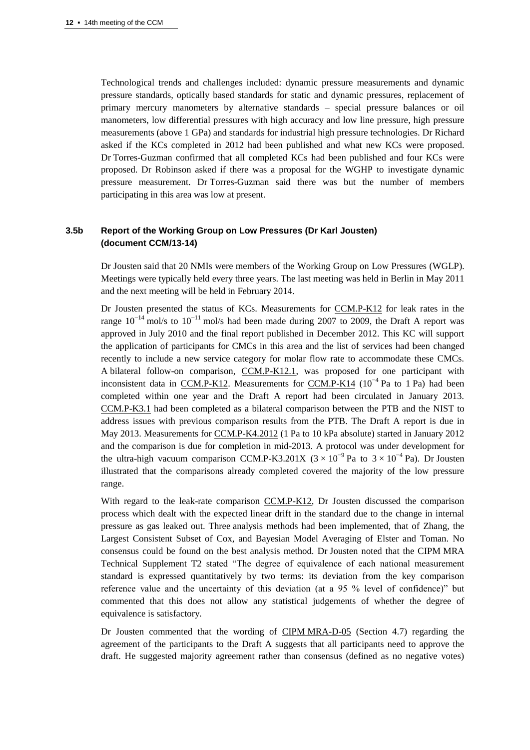Technological trends and challenges included: dynamic pressure measurements and dynamic pressure standards, optically based standards for static and dynamic pressures, replacement of primary mercury manometers by alternative standards – special pressure balances or oil manometers, low differential pressures with high accuracy and low line pressure, high pressure measurements (above 1 GPa) and standards for industrial high pressure technologies. Dr Richard asked if the KCs completed in 2012 had been published and what new KCs were proposed. Dr Torres-Guzman confirmed that all completed KCs had been published and four KCs were proposed. Dr Robinson asked if there was a proposal for the WGHP to investigate dynamic pressure measurement. Dr Torres-Guzman said there was but the number of members participating in this area was low at present.

### 3.5b Report of the Working Group on Low Pressures (Dr Karl Jousten) (document CCM/13-14)

Dr Jousten said that 20 NMIs were members of the Working Group on Low Pressures (WGLP). Meetings were typically held every three years. The last meeting was held in Berlin in May 2011 and the next meeting will be held in February 2014.

Dr Jousten presented the status of KCs. Measurements for CCM.P-K12 for leak rates in the range $10^{-14}$ mol/s to $10^{-11}$ mol/s had been made during 2007 to 2009, the Draft A report was approved in July 2010 and the final report published in December 2012. This KC will support the application of participants for CMCs in this area and the list of services had been changed recently to include a new service category for molar flow rate to accommodate these CMCs. A bilateral follow-on comparison, CCM.P-K12.1, was proposed for one participant with inconsistent data in CCM.P-K12. Measurements for CCM.P-K14 ($10^{-4}$ Pa to 1 Pa) had been completed within one year and the Draft A report had been circulated in January 2013. CCM.P-K3.1 had been completed as a bilateral comparison between the PTB and the NIST to address issues with previous comparison results from the PTB. The Draft A report is due in May 2013. Measurements for CCM.P-K4.2012 (1 Pa to 10 kPa absolute) started in January 2012 and the comparison is due for completion in mid-2013. A protocol was under development for the ultra-high vacuum comparison CCM.P-K3.201X ($3 \times 10^{-9}$ Pa to $3 \times 10^{-4}$ Pa). Dr Jousten illustrated that the comparisons already completed covered the majority of the low pressure range.

With regard to the leak-rate comparison CCM.P-K12, Dr Jousten discussed the comparison process which dealt with the expected linear drift in the standard due to the change in internal pressure as gas leaked out. Three analysis methods had been implemented, that of Zhang, the Largest Consistent Subset of Cox, and Bayesian Model Averaging of Elster and Toman. No consensus could be found on the best analysis method. Dr Jousten noted that the CIPM MRA Technical Supplement T2 stated "The degree of equivalence of each national measurement standard is expressed quantitatively by two terms: its deviation from the key comparison reference value and the uncertainty of this deviation (at a 95 % level of confidence)" but commented that this does not allow any statistical judgements of whether the degree of equivalence is satisfactory.

Dr Jousten commented that the wording of CIPM MRA-D-05 (Section 4.7) regarding the agreement of the participants to the Draft A suggests that all participants need to approve the draft. He suggested majority agreement rather than consensus (defined as no negative votes)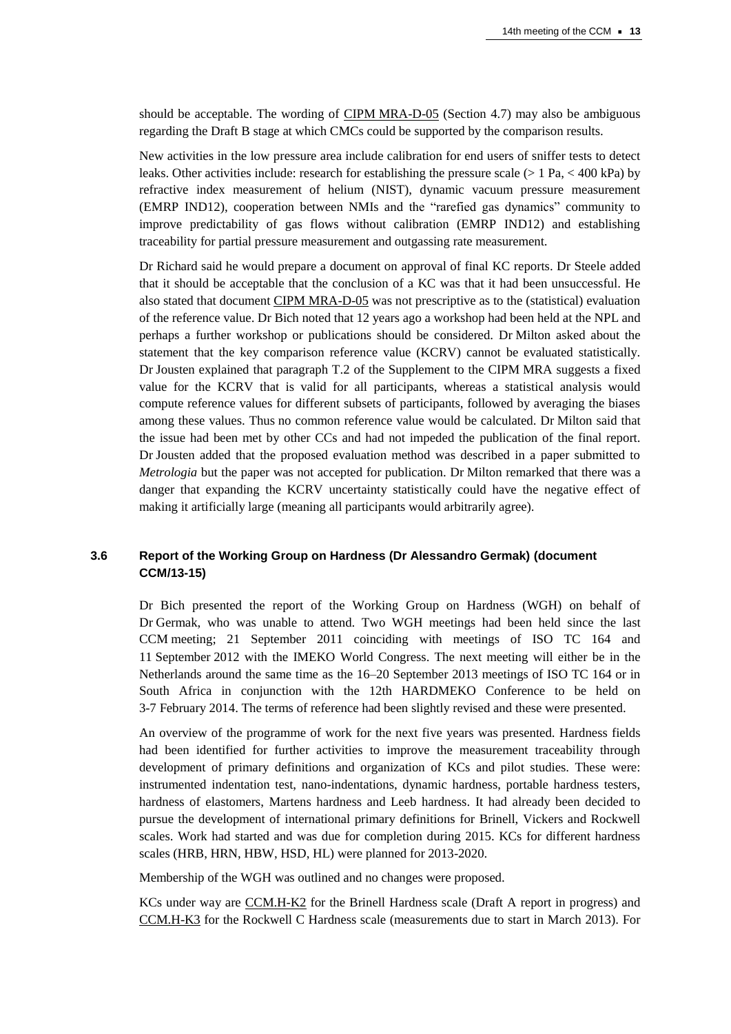should be acceptable. The wording of CIPM MRA-D-05 (Section 4.7) may also be ambiguous regarding the Draft B stage at which CMCs could be supported by the comparison results.

New activities in the low pressure area include calibration for end users of sniffer tests to detect leaks. Other activities include: research for establishing the pressure scale (> 1 Pa, < 400 kPa) by refractive index measurement of helium (NIST), dynamic vacuum pressure measurement (EMRP IND12), cooperation between NMIs and the "rarefied gas dynamics" community to improve predictability of gas flows without calibration (EMRP IND12) and establishing traceability for partial pressure measurement and outgassing rate measurement.

Dr Richard said he would prepare a document on approval of final KC reports. Dr Steele added that it should be acceptable that the conclusion of a KC was that it had been unsuccessful. He also stated that document CIPM MRA-D-05 was not prescriptive as to the (statistical) evaluation of the reference value. Dr Bich noted that 12 years ago a workshop had been held at the NPL and perhaps a further workshop or publications should be considered. Dr Milton asked about the statement that the key comparison reference value (KCRV) cannot be evaluated statistically. Dr Jousten explained that paragraph T.2 of the Supplement to the CIPM MRA suggests a fixed value for the KCRV that is valid for all participants, whereas a statistical analysis would compute reference values for different subsets of participants, followed by averaging the biases among these values. Thus no common reference value would be calculated. Dr Milton said that the issue had been met by other CCs and had not impeded the publication of the final report. Dr Jousten added that the proposed evaluation method was described in a paper submitted to *Metrologia* but the paper was not accepted for publication. Dr Milton remarked that there was a danger that expanding the KCRV uncertainty statistically could have the negative effect of making it artificially large (meaning all participants would arbitrarily agree).

### 3.6 Report of the Working Group on Hardness (Dr Alessandro Germak) (document CCM/13-15)

Dr Bich presented the report of the Working Group on Hardness (WGH) on behalf of Dr Germak, who was unable to attend. Two WGH meetings had been held since the last CCM meeting; 21 September 2011 coinciding with meetings of ISO TC 164 and 11 September 2012 with the IMEKO World Congress. The next meeting will either be in the Netherlands around the same time as the 16–20 September 2013 meetings of ISO TC 164 or in South Africa in conjunction with the 12th HARDMEKO Conference to be held on 3-7 February 2014. The terms of reference had been slightly revised and these were presented.

An overview of the programme of work for the next five years was presented. Hardness fields had been identified for further activities to improve the measurement traceability through development of primary definitions and organization of KCs and pilot studies. These were: instrumented indentation test, nano-indentations, dynamic hardness, portable hardness testers, hardness of elastomers, Martens hardness and Leeb hardness. It had already been decided to pursue the development of international primary definitions for Brinell, Vickers and Rockwell scales. Work had started and was due for completion during 2015. KCs for different hardness scales (HRB, HRN, HBW, HSD, HL) were planned for 2013-2020.

Membership of the WGH was outlined and no changes were proposed.

KCs under way are CCM.H-K2 for the Brinell Hardness scale (Draft A report in progress) and CCM.H-K3 for the Rockwell C Hardness scale (measurements due to start in March 2013). For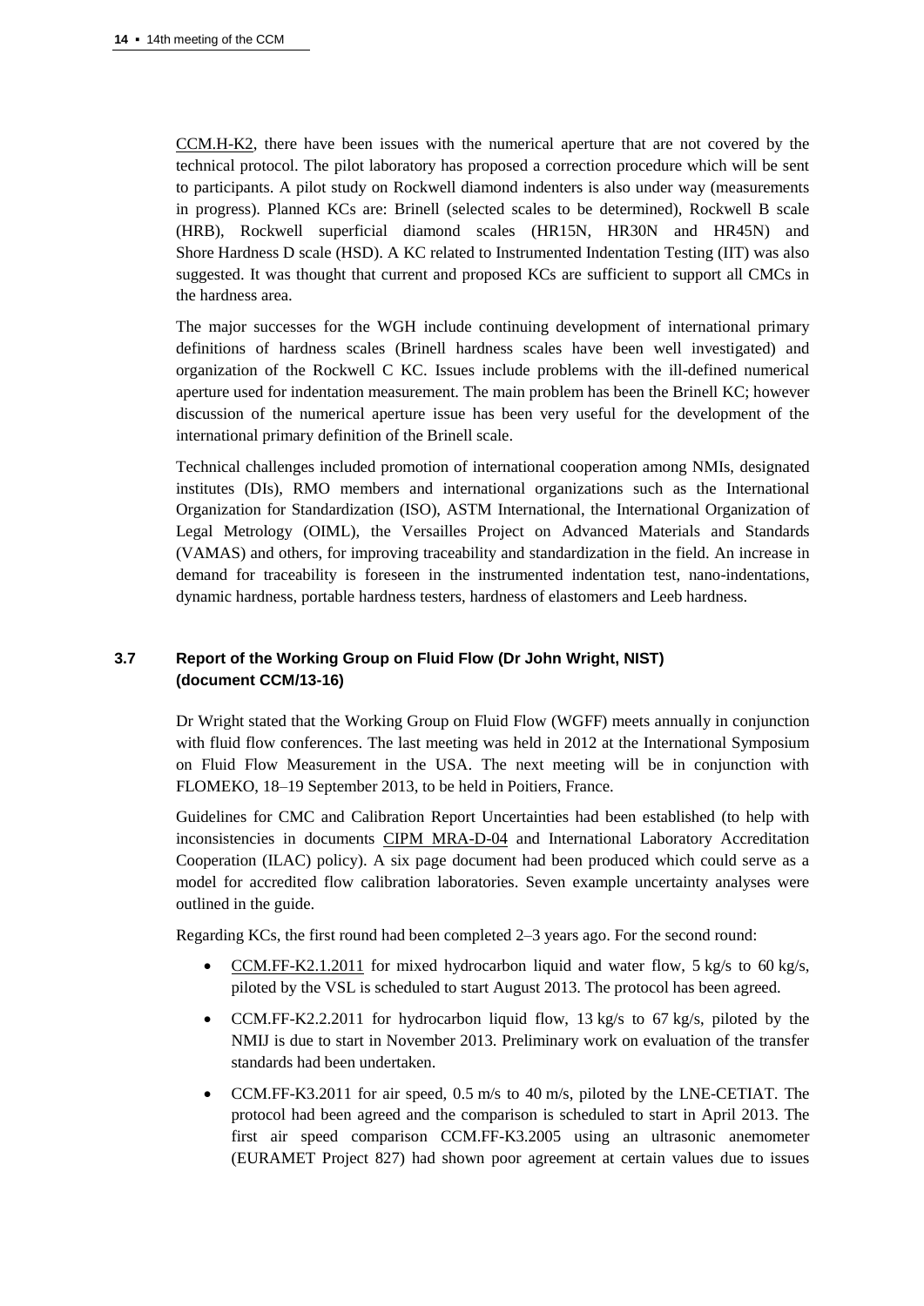CCM.H-K2, there have been issues with the numerical aperture that are not covered by the technical protocol. The pilot laboratory has proposed a correction procedure which will be sent to participants. A pilot study on Rockwell diamond indenters is also under way (measurements in progress). Planned KCs are: Brinell (selected scales to be determined), Rockwell B scale (HRB), Rockwell superficial diamond scales (HR15N, HR30N and HR45N) and Shore Hardness D scale (HSD). A KC related to Instrumented Indentation Testing (IIT) was also suggested. It was thought that current and proposed KCs are sufficient to support all CMCs in the hardness area.

The major successes for the WGH include continuing development of international primary definitions of hardness scales (Brinell hardness scales have been well investigated) and organization of the Rockwell C KC. Issues include problems with the ill-defined numerical aperture used for indentation measurement. The main problem has been the Brinell KC; however discussion of the numerical aperture issue has been very useful for the development of the international primary definition of the Brinell scale.

Technical challenges included promotion of international cooperation among NMIs, designated institutes (DIs), RMO members and international organizations such as the International Organization for Standardization (ISO), ASTM International, the International Organization of Legal Metrology (OIML), the Versailles Project on Advanced Materials and Standards (VAMAS) and others, for improving traceability and standardization in the field. An increase in demand for traceability is foreseen in the instrumented indentation test, nano-indentations, dynamic hardness, portable hardness testers, hardness of elastomers and Leeb hardness.

### 3.7 Report of the Working Group on Fluid Flow (Dr John Wright, NIST) (document CCM/13-16)

Dr Wright stated that the Working Group on Fluid Flow (WGFF) meets annually in conjunction with fluid flow conferences. The last meeting was held in 2012 at the International Symposium on Fluid Flow Measurement in the USA. The next meeting will be in conjunction with FLOMEKO, 18–19 September 2013, to be held in Poitiers, France.

Guidelines for CMC and Calibration Report Uncertainties had been established (to help with inconsistencies in documents CIPM MRA-D-04 and International Laboratory Accreditation Cooperation (ILAC) policy). A six page document had been produced which could serve as a model for accredited flow calibration laboratories. Seven example uncertainty analyses were outlined in the guide.

Regarding KCs, the first round had been completed 2–3 years ago. For the second round:

- CCM.FF-K2.1.2011 for mixed hydrocarbon liquid and water flow, 5 kg/s to 60 kg/s, piloted by the VSL is scheduled to start August 2013. The protocol has been agreed.
- CCM.FF-K2.2.2011 for hydrocarbon liquid flow, 13 kg/s to 67 kg/s, piloted by the NMIJ is due to start in November 2013. Preliminary work on evaluation of the transfer standards had been undertaken.
- CCM.FF-K3.2011 for air speed, 0.5 m/s to 40 m/s, piloted by the LNE-CETIAT. The protocol had been agreed and the comparison is scheduled to start in April 2013. The first air speed comparison CCM.FF-K3.2005 using an ultrasonic anemometer (EURAMET Project 827) had shown poor agreement at certain values due to issues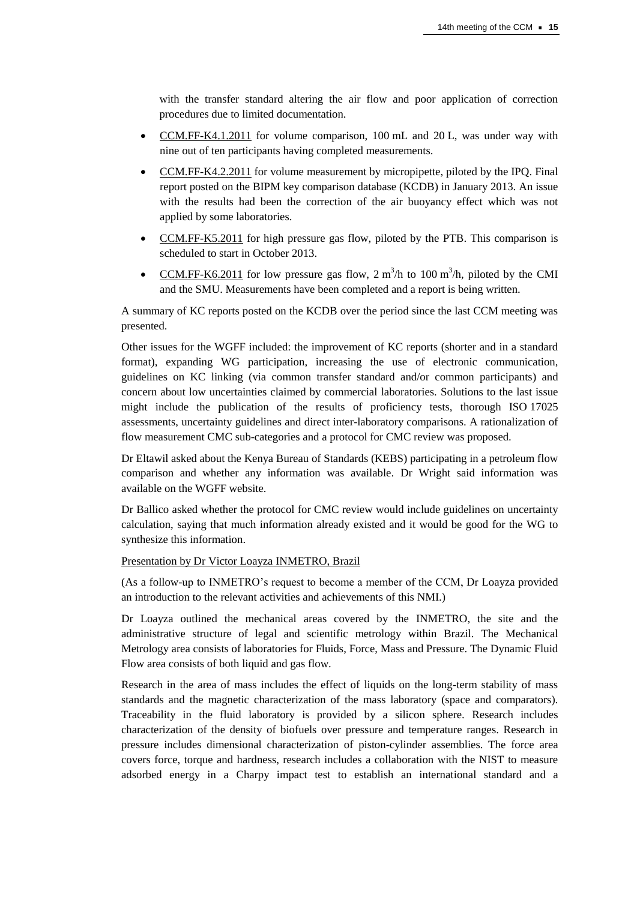with the transfer standard altering the air flow and poor application of correction procedures due to limited documentation.

- CCM.FF-K4.1.2011 for volume comparison, 100 mL and 20 L, was under way with nine out of ten participants having completed measurements.
- CCM.FF-K4.2.2011 for volume measurement by micropipette, piloted by the IPQ. Final report posted on the BIPM key comparison database (KCDB) in January 2013. An issue with the results had been the correction of the air buoyancy effect which was not applied by some laboratories.
- CCM.FF-K5.2011 for high pressure gas flow, piloted by the PTB. This comparison is scheduled to start in October 2013.
- CCM.FF-K6.2011 for low pressure gas flow, 2 $m^3$/h to 100 $m^3$/h, piloted by the CMI and the SMU. Measurements have been completed and a report is being written.

A summary of KC reports posted on the KCDB over the period since the last CCM meeting was presented.

Other issues for the WGFF included: the improvement of KC reports (shorter and in a standard format), expanding WG participation, increasing the use of electronic communication, guidelines on KC linking (via common transfer standard and/or common participants) and concern about low uncertainties claimed by commercial laboratories. Solutions to the last issue might include the publication of the results of proficiency tests, thorough ISO 17025 assessments, uncertainty guidelines and direct inter-laboratory comparisons. A rationalization of flow measurement CMC sub-categories and a protocol for CMC review was proposed.

Dr Eltawil asked about the Kenya Bureau of Standards (KEBS) participating in a petroleum flow comparison and whether any information was available. Dr Wright said information was available on the WGFF website.

Dr Ballico asked whether the protocol for CMC review would include guidelines on uncertainty calculation, saying that much information already existed and it would be good for the WG to synthesize this information.

Presentation by Dr Victor Loayza INMETRO, Brazil

(As a follow-up to INMETRO's request to become a member of the CCM, Dr Loayza provided an introduction to the relevant activities and achievements of this NMI.)

Dr Loayza outlined the mechanical areas covered by the INMETRO, the site and the administrative structure of legal and scientific metrology within Brazil. The Mechanical Metrology area consists of laboratories for Fluids, Force, Mass and Pressure. The Dynamic Fluid Flow area consists of both liquid and gas flow.

Research in the area of mass includes the effect of liquids on the long-term stability of mass standards and the magnetic characterization of the mass laboratory (space and comparators). Traceability in the fluid laboratory is provided by a silicon sphere. Research includes characterization of the density of biofuels over pressure and temperature ranges. Research in pressure includes dimensional characterization of piston-cylinder assemblies. The force area covers force, torque and hardness, research includes a collaboration with the NIST to measure adsorbed energy in a Charpy impact test to establish an international standard and a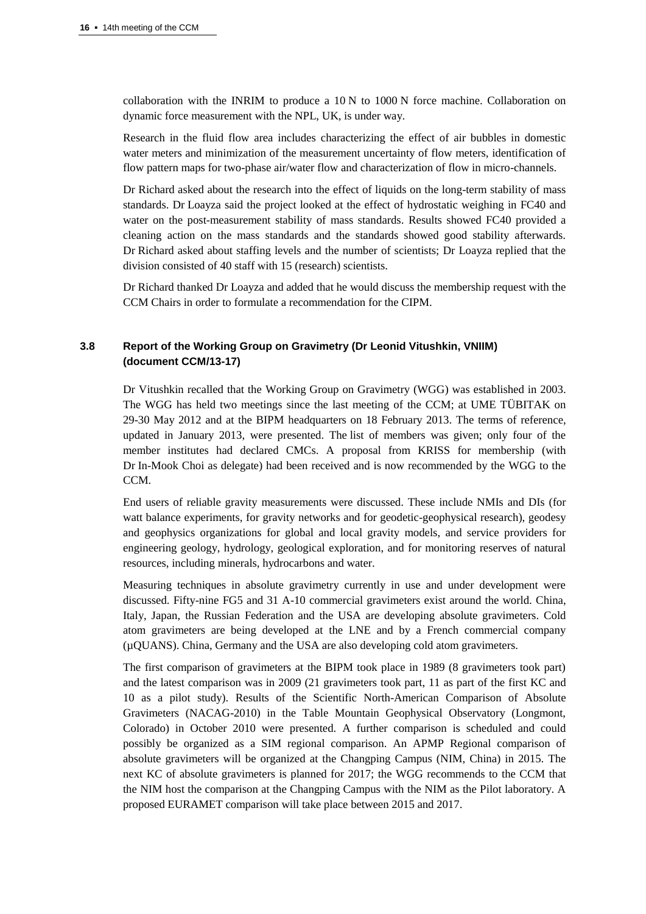collaboration with the INRIM to produce a 10 N to 1000 N force machine. Collaboration on dynamic force measurement with the NPL, UK, is under way.

Research in the fluid flow area includes characterizing the effect of air bubbles in domestic water meters and minimization of the measurement uncertainty of flow meters, identification of flow pattern maps for two-phase air/water flow and characterization of flow in micro-channels.

Dr Richard asked about the research into the effect of liquids on the long-term stability of mass standards. Dr Loayza said the project looked at the effect of hydrostatic weighing in FC40 and water on the post-measurement stability of mass standards. Results showed FC40 provided a cleaning action on the mass standards and the standards showed good stability afterwards. Dr Richard asked about staffing levels and the number of scientists; Dr Loayza replied that the division consisted of 40 staff with 15 (research) scientists.

Dr Richard thanked Dr Loayza and added that he would discuss the membership request with the CCM Chairs in order to formulate a recommendation for the CIPM.

### 3.8 Report of the Working Group on Gravimetry (Dr Leonid Vitushkin, VNIIM) (document CCM/13-17)

Dr Vitushkin recalled that the Working Group on Gravimetry (WGG) was established in 2003. The WGG has held two meetings since the last meeting of the CCM; at UME TÜBITAK on 29-30 May 2012 and at the BIPM headquarters on 18 February 2013. The terms of reference, updated in January 2013, were presented. The list of members was given; only four of the member institutes had declared CMCs. A proposal from KRISS for membership (with Dr In-Mook Choi as delegate) had been received and is now recommended by the WGG to the CCM.

End users of reliable gravity measurements were discussed. These include NMIs and DIs (for watt balance experiments, for gravity networks and for geodetic-geophysical research), geodesy and geophysics organizations for global and local gravity models, and service providers for engineering geology, hydrology, geological exploration, and for monitoring reserves of natural resources, including minerals, hydrocarbons and water.

Measuring techniques in absolute gravimetry currently in use and under development were discussed. Fifty-nine FG5 and 31 A-10 commercial gravimeters exist around the world. China, Italy, Japan, the Russian Federation and the USA are developing absolute gravimeters. Cold atom gravimeters are being developed at the LNE and by a French commercial company (µQUANS). China, Germany and the USA are also developing cold atom gravimeters.

The first comparison of gravimeters at the BIPM took place in 1989 (8 gravimeters took part) and the latest comparison was in 2009 (21 gravimeters took part, 11 as part of the first KC and 10 as a pilot study). Results of the Scientific North-American Comparison of Absolute Gravimeters (NACAG-2010) in the Table Mountain Geophysical Observatory (Longmont, Colorado) in October 2010 were presented. A further comparison is scheduled and could possibly be organized as a SIM regional comparison. An APMP Regional comparison of absolute gravimeters will be organized at the Changping Campus (NIM, China) in 2015. The next KC of absolute gravimeters is planned for 2017; the WGG recommends to the CCM that the NIM host the comparison at the Changping Campus with the NIM as the Pilot laboratory. A proposed EURAMET comparison will take place between 2015 and 2017.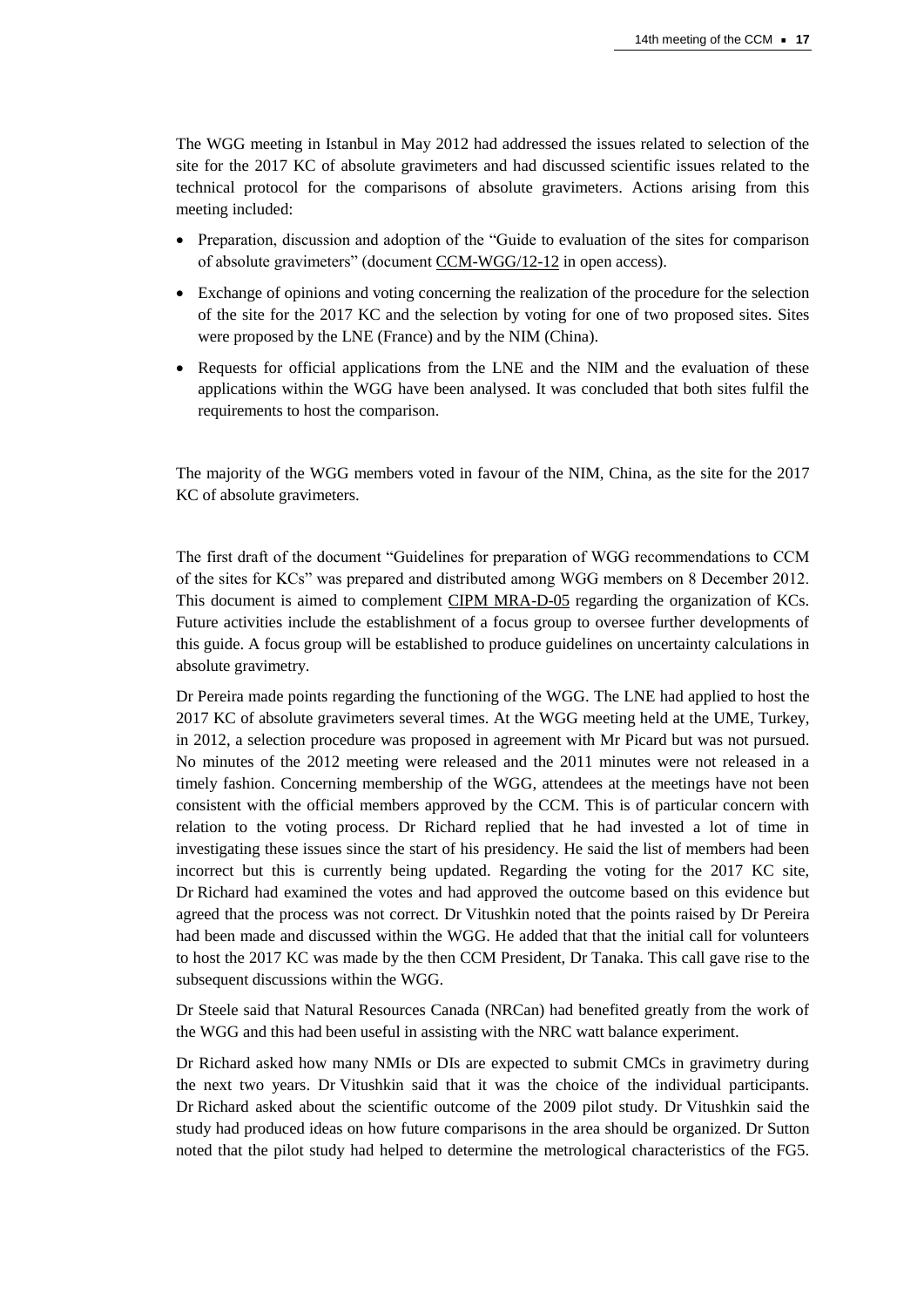The WGG meeting in Istanbul in May 2012 had addressed the issues related to selection of the site for the 2017 KC of absolute gravimeters and had discussed scientific issues related to the technical protocol for the comparisons of absolute gravimeters. Actions arising from this meeting included:

- Preparation, discussion and adoption of the "Guide to evaluation of the sites for comparison of absolute gravimeters" (document CCM-WGG/12-12 in open access).
- Exchange of opinions and voting concerning the realization of the procedure for the selection of the site for the 2017 KC and the selection by voting for one of two proposed sites. Sites were proposed by the LNE (France) and by the NIM (China).
- Requests for official applications from the LNE and the NIM and the evaluation of these applications within the WGG have been analysed. It was concluded that both sites fulfil the requirements to host the comparison.

The majority of the WGG members voted in favour of the NIM, China, as the site for the 2017 KC of absolute gravimeters.

The first draft of the document "Guidelines for preparation of WGG recommendations to CCM of the sites for KCs" was prepared and distributed among WGG members on 8 December 2012. This document is aimed to complement CIPM MRA-D-05 regarding the organization of KCs. Future activities include the establishment of a focus group to oversee further developments of this guide. A focus group will be established to produce guidelines on uncertainty calculations in absolute gravimetry.

Dr Pereira made points regarding the functioning of the WGG. The LNE had applied to host the 2017 KC of absolute gravimeters several times. At the WGG meeting held at the UME, Turkey, in 2012, a selection procedure was proposed in agreement with Mr Picard but was not pursued. No minutes of the 2012 meeting were released and the 2011 minutes were not released in a timely fashion. Concerning membership of the WGG, attendees at the meetings have not been consistent with the official members approved by the CCM. This is of particular concern with relation to the voting process. Dr Richard replied that he had invested a lot of time in investigating these issues since the start of his presidency. He said the list of members had been incorrect but this is currently being updated. Regarding the voting for the 2017 KC site, Dr Richard had examined the votes and had approved the outcome based on this evidence but agreed that the process was not correct. Dr Vitushkin noted that the points raised by Dr Pereira had been made and discussed within the WGG. He added that that the initial call for volunteers to host the 2017 KC was made by the then CCM President, Dr Tanaka. This call gave rise to the subsequent discussions within the WGG.

Dr Steele said that Natural Resources Canada (NRCan) had benefited greatly from the work of the WGG and this had been useful in assisting with the NRC watt balance experiment.

Dr Richard asked how many NMIs or DIs are expected to submit CMCs in gravimetry during the next two years. Dr Vitushkin said that it was the choice of the individual participants. Dr Richard asked about the scientific outcome of the 2009 pilot study. Dr Vitushkin said the study had produced ideas on how future comparisons in the area should be organized. Dr Sutton noted that the pilot study had helped to determine the metrological characteristics of the FG5.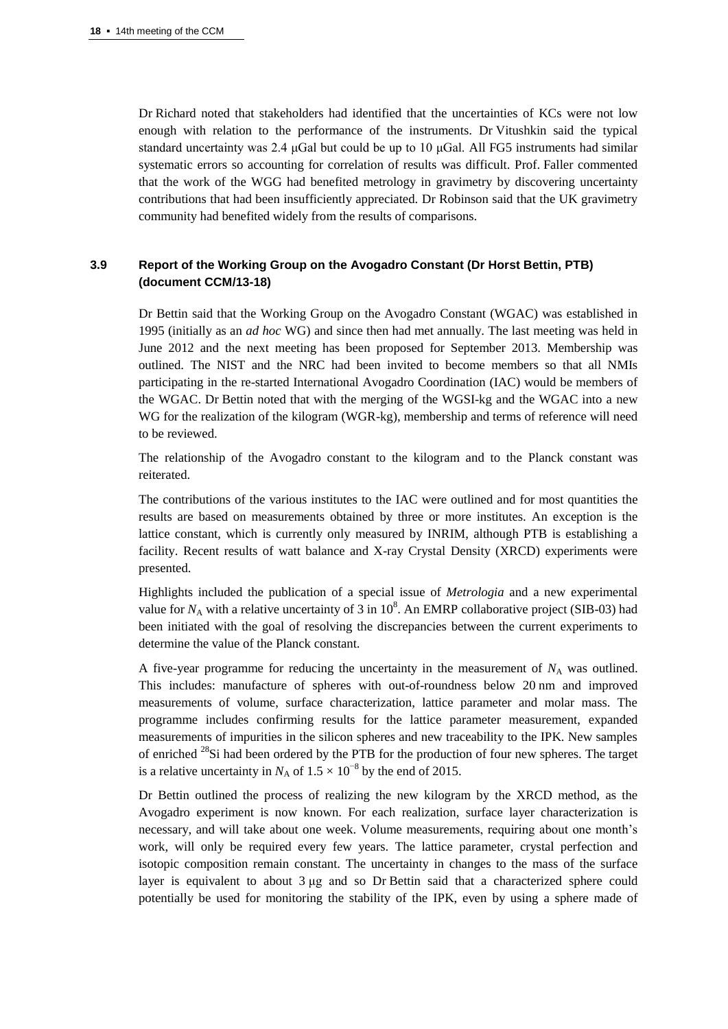Dr Richard noted that stakeholders had identified that the uncertainties of KCs were not low enough with relation to the performance of the instruments. Dr Vitushkin said the typical standard uncertainty was 2.4 μGal but could be up to 10 μGal. All FG5 instruments had similar systematic errors so accounting for correlation of results was difficult. Prof. Faller commented that the work of the WGG had benefited metrology in gravimetry by discovering uncertainty contributions that had been insufficiently appreciated. Dr Robinson said that the UK gravimetry community had benefited widely from the results of comparisons.

### 3.9 Report of the Working Group on the Avogadro Constant (Dr Horst Bettin, PTB) (document CCM/13-18)

Dr Bettin said that the Working Group on the Avogadro Constant (WGAC) was established in 1995 (initially as an *ad hoc* WG) and since then had met annually. The last meeting was held in June 2012 and the next meeting has been proposed for September 2013. Membership was outlined. The NIST and the NRC had been invited to become members so that all NMIs participating in the re-started International Avogadro Coordination (IAC) would be members of the WGAC. Dr Bettin noted that with the merging of the WGSI-kg and the WGAC into a new WG for the realization of the kilogram (WGR-kg), membership and terms of reference will need to be reviewed.

The relationship of the Avogadro constant to the kilogram and to the Planck constant was reiterated.

The contributions of the various institutes to the IAC were outlined and for most quantities the results are based on measurements obtained by three or more institutes. An exception is the lattice constant, which is currently only measured by INRIM, although PTB is establishing a facility. Recent results of watt balance and X-ray Crystal Density (XRCD) experiments were presented.

Highlights included the publication of a special issue of *Metrologia* and a new experimental value for $N_A$ with a relative uncertainty of 3 in $10^8$. An EMRP collaborative project (SIB-03) had been initiated with the goal of resolving the discrepancies between the current experiments to determine the value of the Planck constant.

A five-year programme for reducing the uncertainty in the measurement of $N_A$ was outlined. This includes: manufacture of spheres with out-of-roundness below 20 nm and improved measurements of volume, surface characterization, lattice parameter and molar mass. The programme includes confirming results for the lattice parameter measurement, expanded measurements of impurities in the silicon spheres and new traceability to the IPK. New samples of enriched $^{28}Si$ had been ordered by the PTB for the production of four new spheres. The target is a relative uncertainty in $N_A$ of $1.5 \times 10^{-8}$ by the end of 2015.

Dr Bettin outlined the process of realizing the new kilogram by the XRCD method, as the Avogadro experiment is now known. For each realization, surface layer characterization is necessary, and will take about one week. Volume measurements, requiring about one month's work, will only be required every few years. The lattice parameter, crystal perfection and isotopic composition remain constant. The uncertainty in changes to the mass of the surface layer is equivalent to about 3 μg and so Dr Bettin said that a characterized sphere could potentially be used for monitoring the stability of the IPK, even by using a sphere made of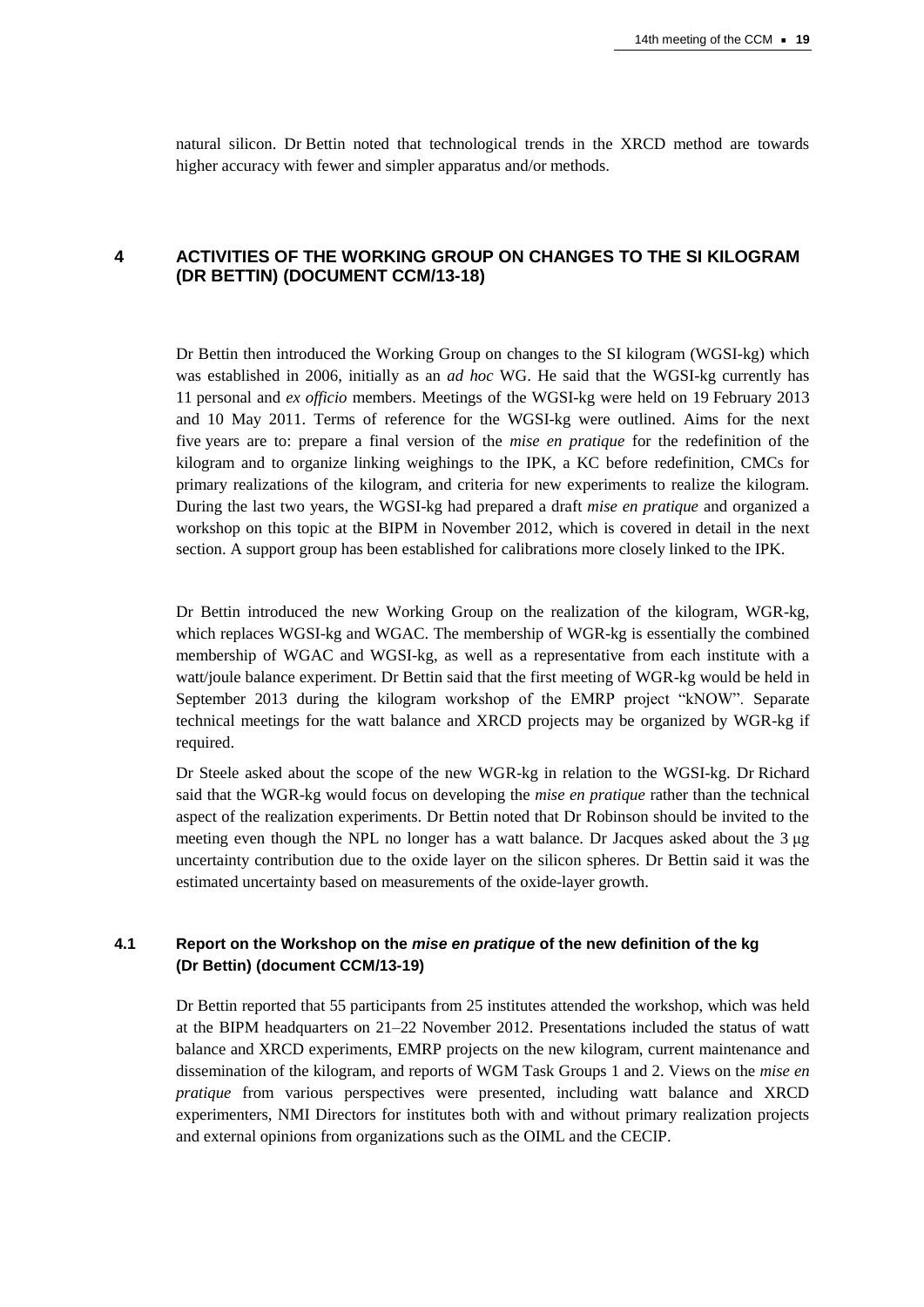natural silicon. Dr Bettin noted that technological trends in the XRCD method are towards higher accuracy with fewer and simpler apparatus and/or methods.

## 4 ACTIVITIES OF THE WORKING GROUP ON CHANGES TO THE SI KILOGRAM (DR BETTIN) (DOCUMENT CCM/13-18)

Dr Bettin then introduced the Working Group on changes to the SI kilogram (WGSI-kg) which was established in 2006, initially as an *ad hoc* WG. He said that the WGSI-kg currently has 11 personal and *ex officio* members. Meetings of the WGSI-kg were held on 19 February 2013 and 10 May 2011. Terms of reference for the WGSI-kg were outlined. Aims for the next five years are to: prepare a final version of the *mise en pratique* for the redefinition of the kilogram and to organize linking weighings to the IPK, a KC before redefinition, CMCs for primary realizations of the kilogram, and criteria for new experiments to realize the kilogram. During the last two years, the WGSI-kg had prepared a draft *mise en pratique* and organized a workshop on this topic at the BIPM in November 2012, which is covered in detail in the next section. A support group has been established for calibrations more closely linked to the IPK.

Dr Bettin introduced the new Working Group on the realization of the kilogram, WGR-kg, which replaces WGSI-kg and WGAC. The membership of WGR-kg is essentially the combined membership of WGAC and WGSI-kg, as well as a representative from each institute with a watt/joule balance experiment. Dr Bettin said that the first meeting of WGR-kg would be held in September 2013 during the kilogram workshop of the EMRP project "kNOW". Separate technical meetings for the watt balance and XRCD projects may be organized by WGR-kg if required.

Dr Steele asked about the scope of the new WGR-kg in relation to the WGSI-kg. Dr Richard said that the WGR-kg would focus on developing the *mise en pratique* rather than the technical aspect of the realization experiments. Dr Bettin noted that Dr Robinson should be invited to the meeting even though the NPL no longer has a watt balance. Dr Jacques asked about the 3 μg uncertainty contribution due to the oxide layer on the silicon spheres. Dr Bettin said it was the estimated uncertainty based on measurements of the oxide-layer growth.

### 4.1 Report on the Workshop on the *mise en pratique* of the new definition of the kg (Dr Bettin) (document CCM/13-19)

Dr Bettin reported that 55 participants from 25 institutes attended the workshop, which was held at the BIPM headquarters on 21–22 November 2012. Presentations included the status of watt balance and XRCD experiments, EMRP projects on the new kilogram, current maintenance and dissemination of the kilogram, and reports of WGM Task Groups 1 and 2. Views on the *mise en pratique* from various perspectives were presented, including watt balance and XRCD experimenters, NMI Directors for institutes both with and without primary realization projects and external opinions from organizations such as the OIML and the CECIP.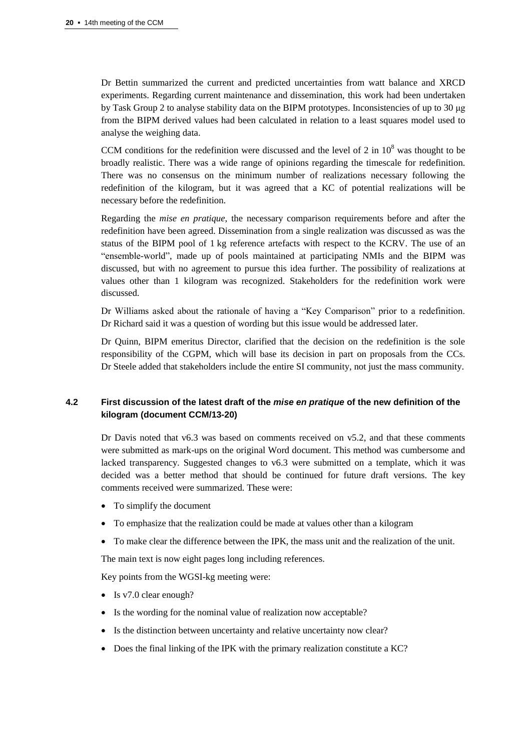Dr Bettin summarized the current and predicted uncertainties from watt balance and XRCD experiments. Regarding current maintenance and dissemination, this work had been undertaken by Task Group 2 to analyse stability data on the BIPM prototypes. Inconsistencies of up to 30 μg from the BIPM derived values had been calculated in relation to a least squares model used to analyse the weighing data.

CCM conditions for the redefinition were discussed and the level of 2 in $10^8$ was thought to be broadly realistic. There was a wide range of opinions regarding the timescale for redefinition. There was no consensus on the minimum number of realizations necessary following the redefinition of the kilogram, but it was agreed that a KC of potential realizations will be necessary before the redefinition.

Regarding the *mise en pratique*, the necessary comparison requirements before and after the redefinition have been agreed. Dissemination from a single realization was discussed as was the status of the BIPM pool of 1 kg reference artefacts with respect to the KCRV. The use of an "ensemble-world", made up of pools maintained at participating NMIs and the BIPM was discussed, but with no agreement to pursue this idea further. The possibility of realizations at values other than 1 kilogram was recognized. Stakeholders for the redefinition work were discussed.

Dr Williams asked about the rationale of having a "Key Comparison" prior to a redefinition. Dr Richard said it was a question of wording but this issue would be addressed later.

Dr Quinn, BIPM emeritus Director, clarified that the decision on the redefinition is the sole responsibility of the CGPM, which will base its decision in part on proposals from the CCs. Dr Steele added that stakeholders include the entire SI community, not just the mass community.

### 4.2 First discussion of the latest draft of the *mise en pratique* of the new definition of the kilogram (document CCM/13-20)

Dr Davis noted that v6.3 was based on comments received on v5.2, and that these comments were submitted as mark-ups on the original Word document. This method was cumbersome and lacked transparency. Suggested changes to v6.3 were submitted on a template, which it was decided was a better method that should be continued for future draft versions. The key comments received were summarized. These were:

- To simplify the document
- To emphasize that the realization could be made at values other than a kilogram
- To make clear the difference between the IPK, the mass unit and the realization of the unit.

The main text is now eight pages long including references.

Key points from the WGSI-kg meeting were:

- Is v7.0 clear enough?
- Is the wording for the nominal value of realization now acceptable?
- Is the distinction between uncertainty and relative uncertainty now clear?
- Does the final linking of the IPK with the primary realization constitute a KC?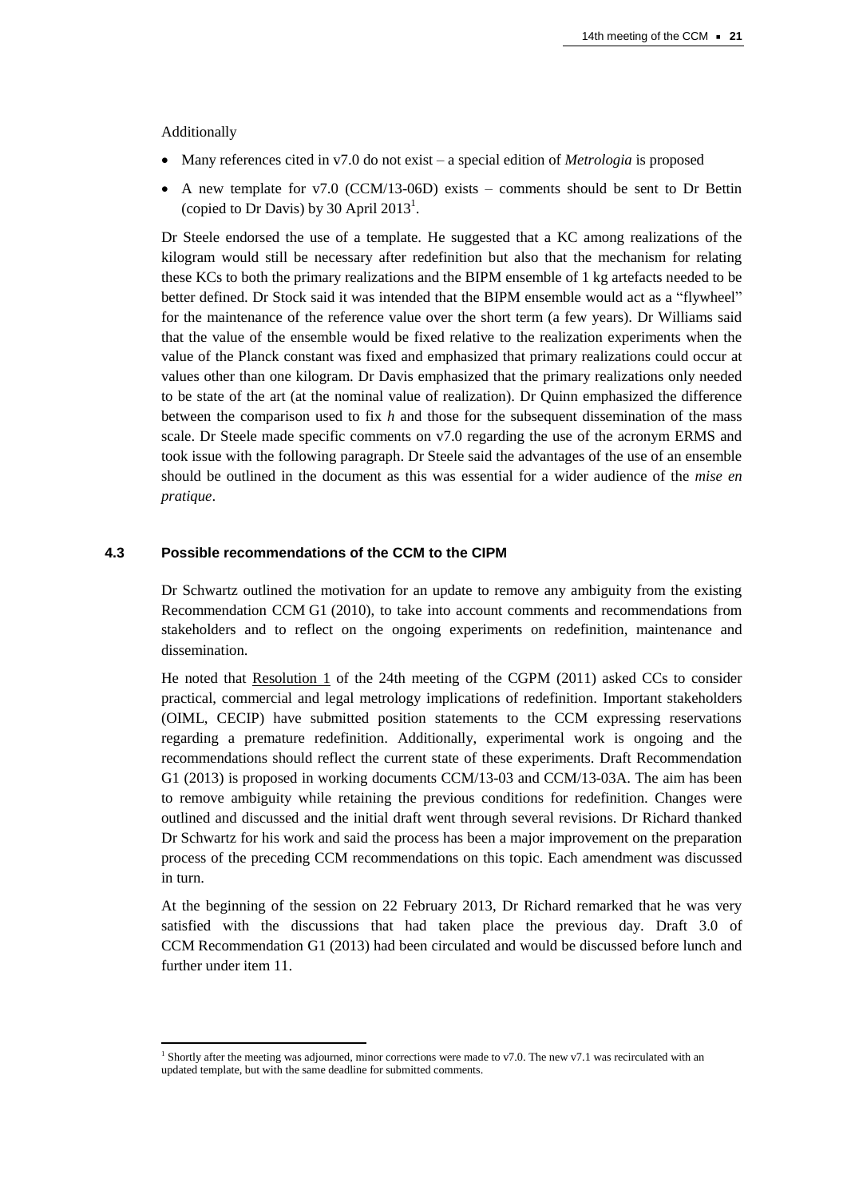Additionally

- Many references cited in v7.0 do not exist – a special edition of *Metrologia* is proposed
- A new template for v7.0 (CCM/13-06D) exists – comments should be sent to Dr Bettin (copied to Dr Davis) by 30 April 2013[1].

Dr Steele endorsed the use of a template. He suggested that a KC among realizations of the kilogram would still be necessary after redefinition but also that the mechanism for relating these KCs to both the primary realizations and the BIPM ensemble of 1 kg artefacts needed to be better defined. Dr Stock said it was intended that the BIPM ensemble would act as a "flywheel" for the maintenance of the reference value over the short term (a few years). Dr Williams said that the value of the ensemble would be fixed relative to the realization experiments when the value of the Planck constant was fixed and emphasized that primary realizations could occur at values other than one kilogram. Dr Davis emphasized that the primary realizations only needed to be state of the art (at the nominal value of realization). Dr Quinn emphasized the difference between the comparison used to fix $h$ and those for the subsequent dissemination of the mass scale. Dr Steele made specific comments on v7.0 regarding the use of the acronym ERMS and took issue with the following paragraph. Dr Steele said the advantages of the use of an ensemble should be outlined in the document as this was essential for a wider audience of the *mise en pratique*.

### 4.3 Possible recommendations of the CCM to the CIPM

Dr Schwartz outlined the motivation for an update to remove any ambiguity from the existing Recommendation CCM G1 (2010), to take into account comments and recommendations from stakeholders and to reflect on the ongoing experiments on redefinition, maintenance and dissemination.

He noted that Resolution 1 of the 24th meeting of the CGPM (2011) asked CCs to consider practical, commercial and legal metrology implications of redefinition. Important stakeholders (OIML, CECIP) have submitted position statements to the CCM expressing reservations regarding a premature redefinition. Additionally, experimental work is ongoing and the recommendations should reflect the current state of these experiments. Draft Recommendation G1 (2013) is proposed in working documents CCM/13-03 and CCM/13-03A. The aim has been to remove ambiguity while retaining the previous conditions for redefinition. Changes were outlined and discussed and the initial draft went through several revisions. Dr Richard thanked Dr Schwartz for his work and said the process has been a major improvement on the preparation process of the preceding CCM recommendations on this topic. Each amendment was discussed in turn.

At the beginning of the session on 22 February 2013, Dr Richard remarked that he was very satisfied with the discussions that had taken place the previous day. Draft 3.0 of CCM Recommendation G1 (2013) had been circulated and would be discussed before lunch and further under item 11.

---

[1] Shortly after the meeting was adjourned, minor corrections were made to v7.0. The new v7.1 was recirculated with an updated template, but with the same deadline for submitted comments.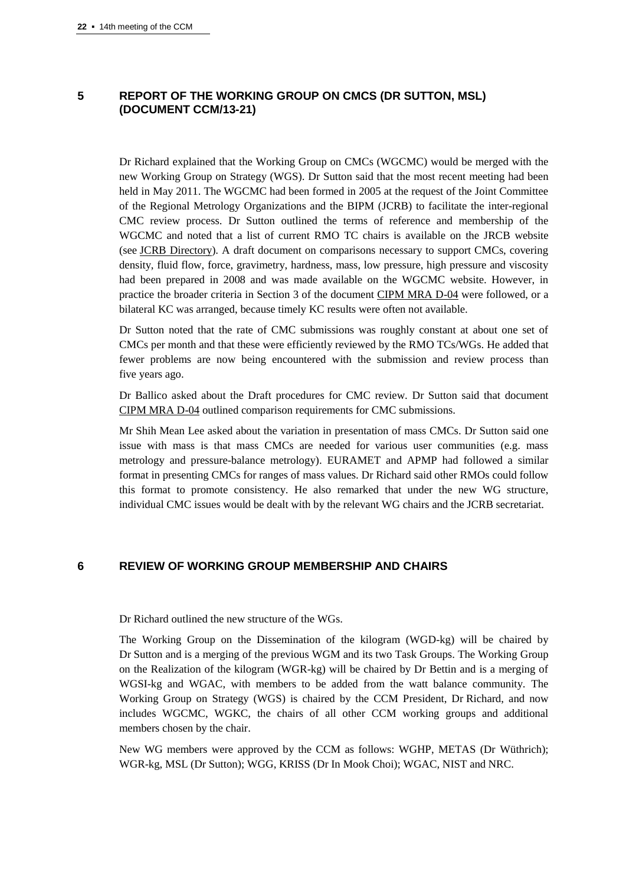## 5 REPORT OF THE WORKING GROUP ON CMCS (DR SUTTON, MSL) (DOCUMENT CCM/13-21)

Dr Richard explained that the Working Group on CMCs (WGCMC) would be merged with the new Working Group on Strategy (WGS). Dr Sutton said that the most recent meeting had been held in May 2011. The WGCMC had been formed in 2005 at the request of the Joint Committee of the Regional Metrology Organizations and the BIPM (JCRB) to facilitate the inter-regional CMC review process. Dr Sutton outlined the terms of reference and membership of the WGCMC and noted that a list of current RMO TC chairs is available on the JRCB website (see JCRB Directory). A draft document on comparisons necessary to support CMCs, covering density, fluid flow, force, gravimetry, hardness, mass, low pressure, high pressure and viscosity had been prepared in 2008 and was made available on the WGCMC website. However, in practice the broader criteria in Section 3 of the document CIPM MRA D-04 were followed, or a bilateral KC was arranged, because timely KC results were often not available.

Dr Sutton noted that the rate of CMC submissions was roughly constant at about one set of CMCs per month and that these were efficiently reviewed by the RMO TCs/WGs. He added that fewer problems are now being encountered with the submission and review process than five years ago.

Dr Ballico asked about the Draft procedures for CMC review. Dr Sutton said that document CIPM MRA D-04 outlined comparison requirements for CMC submissions.

Mr Shih Mean Lee asked about the variation in presentation of mass CMCs. Dr Sutton said one issue with mass is that mass CMCs are needed for various user communities (e.g. mass metrology and pressure-balance metrology). EURAMET and APMP had followed a similar format in presenting CMCs for ranges of mass values. Dr Richard said other RMOs could follow this format to promote consistency. He also remarked that under the new WG structure, individual CMC issues would be dealt with by the relevant WG chairs and the JCRB secretariat.

## 6 REVIEW OF WORKING GROUP MEMBERSHIP AND CHAIRS

Dr Richard outlined the new structure of the WGs.

The Working Group on the Dissemination of the kilogram (WGD-kg) will be chaired by Dr Sutton and is a merging of the previous WGM and its two Task Groups. The Working Group on the Realization of the kilogram (WGR-kg) will be chaired by Dr Bettin and is a merging of WGSI-kg and WGAC, with members to be added from the watt balance community. The Working Group on Strategy (WGS) is chaired by the CCM President, Dr Richard, and now includes WGCMC, WGKC, the chairs of all other CCM working groups and additional members chosen by the chair.

New WG members were approved by the CCM as follows: WGHP, METAS (Dr Wüthrich); WGR-kg, MSL (Dr Sutton); WGG, KRISS (Dr In Mook Choi); WGAC, NIST and NRC.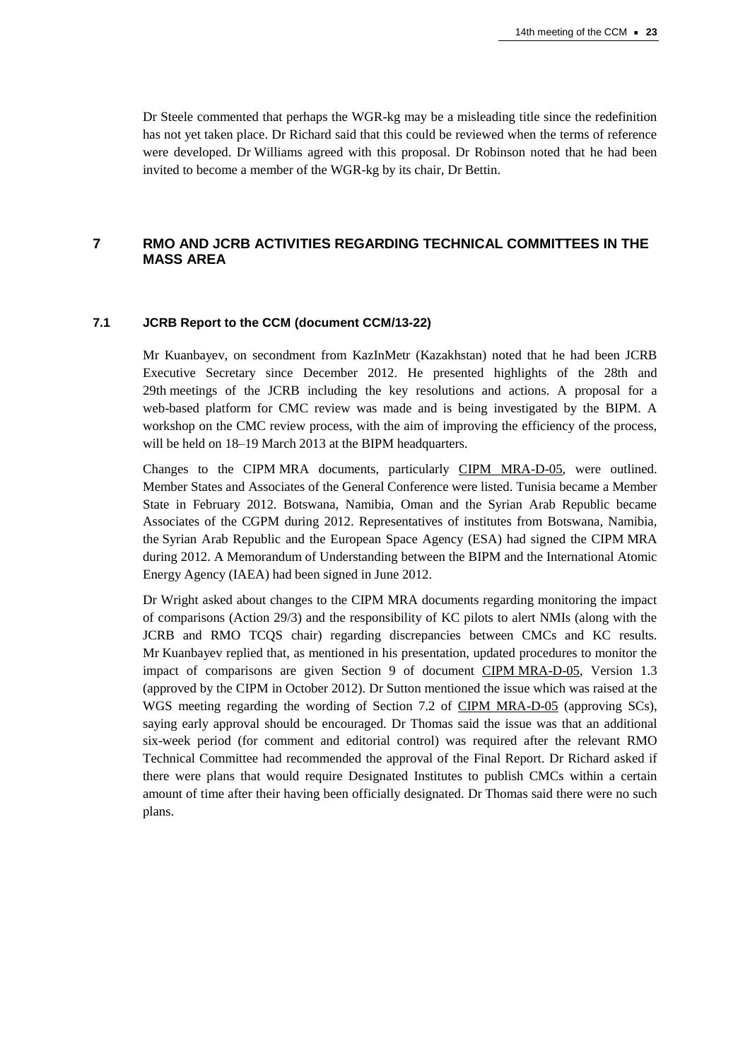Dr Steele commented that perhaps the WGR-kg may be a misleading title since the redefinition has not yet taken place. Dr Richard said that this could be reviewed when the terms of reference were developed. Dr Williams agreed with this proposal. Dr Robinson noted that he had been invited to become a member of the WGR-kg by its chair, Dr Bettin.

## 7 RMO AND JCRB ACTIVITIES REGARDING TECHNICAL COMMITTEES IN THE MASS AREA

### 7.1 JCRB Report to the CCM (document CCM/13-22)

Mr Kuanbayev, on secondment from KazInMetr (Kazakhstan) noted that he had been JCRB Executive Secretary since December 2012. He presented highlights of the 28th and 29th meetings of the JCRB including the key resolutions and actions. A proposal for a web-based platform for CMC review was made and is being investigated by the BIPM. A workshop on the CMC review process, with the aim of improving the efficiency of the process, will be held on 18–19 March 2013 at the BIPM headquarters.

Changes to the CIPM MRA documents, particularly CIPM MRA-D-05, were outlined. Member States and Associates of the General Conference were listed. Tunisia became a Member State in February 2012. Botswana, Namibia, Oman and the Syrian Arab Republic became Associates of the CGPM during 2012. Representatives of institutes from Botswana, Namibia, the Syrian Arab Republic and the European Space Agency (ESA) had signed the CIPM MRA during 2012. A Memorandum of Understanding between the BIPM and the International Atomic Energy Agency (IAEA) had been signed in June 2012.

Dr Wright asked about changes to the CIPM MRA documents regarding monitoring the impact of comparisons (Action 29/3) and the responsibility of KC pilots to alert NMIs (along with the JCRB and RMO TCQS chair) regarding discrepancies between CMCs and KC results. Mr Kuanbayev replied that, as mentioned in his presentation, updated procedures to monitor the impact of comparisons are given Section 9 of document CIPM MRA-D-05, Version 1.3 (approved by the CIPM in October 2012). Dr Sutton mentioned the issue which was raised at the WGS meeting regarding the wording of Section 7.2 of CIPM MRA-D-05 (approving SCs), saying early approval should be encouraged. Dr Thomas said the issue was that an additional six-week period (for comment and editorial control) was required after the relevant RMO Technical Committee had recommended the approval of the Final Report. Dr Richard asked if there were plans that would require Designated Institutes to publish CMCs within a certain amount of time after their having been officially designated. Dr Thomas said there were no such plans.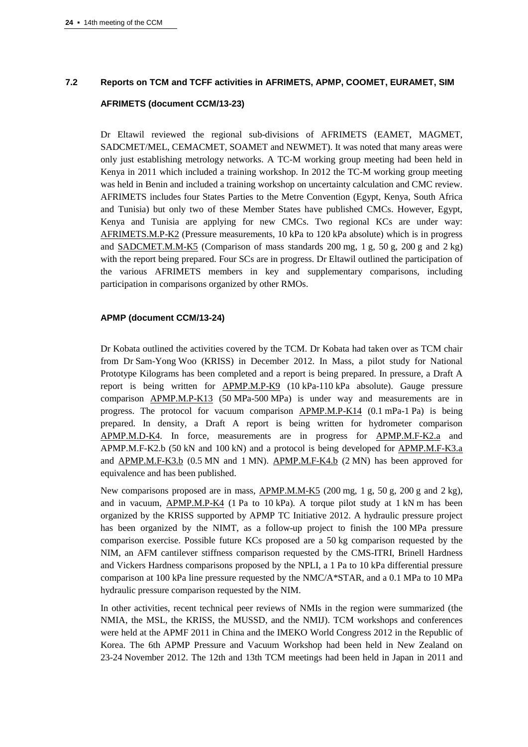## 7.2 Reports on TCM and TCFF activities in AFRIMETS, APMP, COOMET, EURAMET, SIM

### AFRIMETS (document CCM/13-23)

Dr Eltawil reviewed the regional sub-divisions of AFRIMETS (EAMET, MAGMET, SADCMET/MEL, CEMACMET, SOAMET and NEWMET). It was noted that many areas were only just establishing metrology networks. A TC-M working group meeting had been held in Kenya in 2011 which included a training workshop. In 2012 the TC-M working group meeting was held in Benin and included a training workshop on uncertainty calculation and CMC review. AFRIMETS includes four States Parties to the Metre Convention (Egypt, Kenya, South Africa and Tunisia) but only two of these Member States have published CMCs. However, Egypt, Kenya and Tunisia are applying for new CMCs. Two regional KCs are under way: AFRIMETS.M.P-K2 (Pressure measurements, 10 kPa to 120 kPa absolute) which is in progress and SADCMET.M.M-K5 (Comparison of mass standards 200 mg, 1 g, 50 g, 200 g and 2 kg) with the report being prepared. Four SCs are in progress. Dr Eltawil outlined the participation of the various AFRIMETS members in key and supplementary comparisons, including participation in comparisons organized by other RMOs.

### APMP (document CCM/13-24)

Dr Kobata outlined the activities covered by the TCM. Dr Kobata had taken over as TCM chair from Dr Sam-Yong Woo (KRISS) in December 2012. In Mass, a pilot study for National Prototype Kilograms has been completed and a report is being prepared. In pressure, a Draft A report is being written for APMP.M.P-K9 (10 kPa-110 kPa absolute). Gauge pressure comparison APMP.M.P-K13 (50 MPa-500 MPa) is under way and measurements are in progress. The protocol for vacuum comparison APMP.M.P-K14 (0.1 mPa-1 Pa) is being prepared. In density, a Draft A report is being written for hydrometer comparison APMP.M.D-K4. In force, measurements are in progress for APMP.M.F-K2.a and APMP.M.F-K2.b (50 kN and 100 kN) and a protocol is being developed for APMP.M.F-K3.a and APMP.M.F-K3.b (0.5 MN and 1 MN). APMP.M.F-K4.b (2 MN) has been approved for equivalence and has been published.

New comparisons proposed are in mass, APMP.M.M-K5 (200 mg, 1 g, 50 g, 200 g and 2 kg), and in vacuum, APMP.M.P-K4 (1 Pa to 10 kPa). A torque pilot study at 1 kN m has been organized by the KRISS supported by APMP TC Initiative 2012. A hydraulic pressure project has been organized by the NIMT, as a follow-up project to finish the 100 MPa pressure comparison exercise. Possible future KCs proposed are a 50 kg comparison requested by the NIM, an AFM cantilever stiffness comparison requested by the CMS-ITRI, Brinell Hardness and Vickers Hardness comparisons proposed by the NPLI, a 1 Pa to 10 kPa differential pressure comparison at 100 kPa line pressure requested by the NMC/A*STAR, and a 0.1 MPa to 10 MPa hydraulic pressure comparison requested by the NIM.

In other activities, recent technical peer reviews of NMIs in the region were summarized (the NMIA, the MSL, the KRISS, the MUSSD, and the NMIJ). TCM workshops and conferences were held at the APMF 2011 in China and the IMEKO World Congress 2012 in the Republic of Korea. The 6th APMP Pressure and Vacuum Workshop had been held in New Zealand on 23-24 November 2012. The 12th and 13th TCM meetings had been held in Japan in 2011 and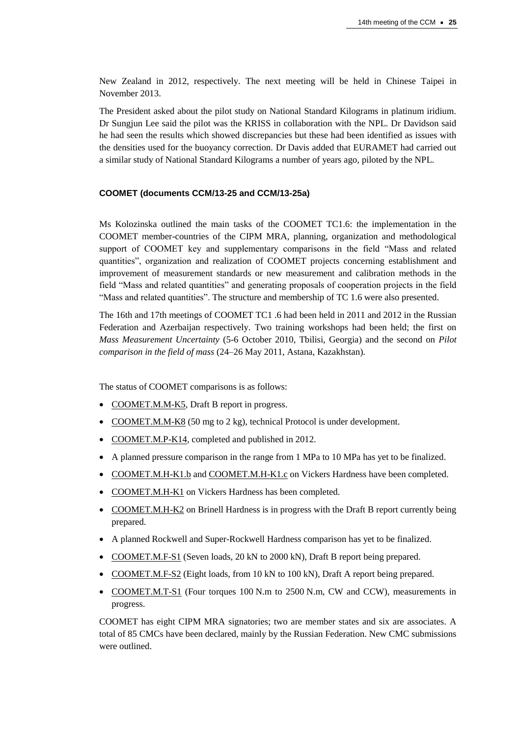New Zealand in 2012, respectively. The next meeting will be held in Chinese Taipei in November 2013.

The President asked about the pilot study on National Standard Kilograms in platinum iridium. Dr Sungjun Lee said the pilot was the KRISS in collaboration with the NPL. Dr Davidson said he had seen the results which showed discrepancies but these had been identified as issues with the densities used for the buoyancy correction. Dr Davis added that EURAMET had carried out a similar study of National Standard Kilograms a number of years ago, piloted by the NPL.

#### COOMET (documents CCM/13-25 and CCM/13-25a)

Ms Kolozinska outlined the main tasks of the COOMET TC1.6: the implementation in the COOMET member-countries of the CIPM MRA, planning, organization and methodological support of COOMET key and supplementary comparisons in the field "Mass and related quantities", organization and realization of COOMET projects concerning establishment and improvement of measurement standards or new measurement and calibration methods in the field "Mass and related quantities" and generating proposals of cooperation projects in the field "Mass and related quantities". The structure and membership of TC 1.6 were also presented.

The 16th and 17th meetings of COOMET TC1 .6 had been held in 2011 and 2012 in the Russian Federation and Azerbaijan respectively. Two training workshops had been held; the first on *Mass Measurement Uncertainty* (5-6 October 2010, Tbilisi, Georgia) and the second on *Pilot comparison in the field of mass* (24–26 May 2011, Astana, Kazakhstan).

The status of COOMET comparisons is as follows:

- COOMET.M.M-K5, Draft B report in progress.
- COOMET.M.M-K8 (50 mg to 2 kg), technical Protocol is under development.
- COOMET.M.P-K14, completed and published in 2012.
- A planned pressure comparison in the range from 1 MPa to 10 MPa has yet to be finalized.
- COOMET.M.H-K1.b and COOMET.M.H-K1.c on Vickers Hardness have been completed.
- COOMET.M.H-K1 on Vickers Hardness has been completed.
- COOMET.M.H-K2 on Brinell Hardness is in progress with the Draft B report currently being prepared.
- A planned Rockwell and Super-Rockwell Hardness comparison has yet to be finalized.
- COOMET.M.F-S1 (Seven loads, 20 kN to 2000 kN), Draft B report being prepared.
- COOMET.M.F-S2 (Eight loads, from 10 kN to 100 kN), Draft A report being prepared.
- COOMET.M.T-S1 (Four torques 100 N.m to 2500 N.m, CW and CCW), measurements in progress.

COOMET has eight CIPM MRA signatories; two are member states and six are associates. A total of 85 CMCs have been declared, mainly by the Russian Federation. New CMC submissions were outlined.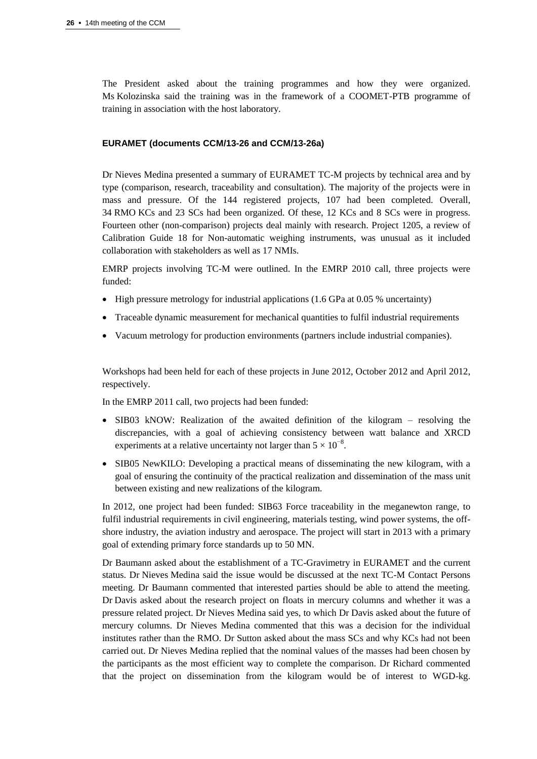The President asked about the training programmes and how they were organized. Ms Kolozinska said the training was in the framework of a COOMET-PTB programme of training in association with the host laboratory.

#### EURAMET (documents CCM/13-26 and CCM/13-26a)

Dr Nieves Medina presented a summary of EURAMET TC-M projects by technical area and by type (comparison, research, traceability and consultation). The majority of the projects were in mass and pressure. Of the 144 registered projects, 107 had been completed. Overall, 34 RMO KCs and 23 SCs had been organized. Of these, 12 KCs and 8 SCs were in progress. Fourteen other (non-comparison) projects deal mainly with research. Project 1205, a review of Calibration Guide 18 for Non-automatic weighing instruments, was unusual as it included collaboration with stakeholders as well as 17 NMIs.

EMRP projects involving TC-M were outlined. In the EMRP 2010 call, three projects were funded:

- High pressure metrology for industrial applications (1.6 GPa at 0.05 % uncertainty)
- Traceable dynamic measurement for mechanical quantities to fulfil industrial requirements
- Vacuum metrology for production environments (partners include industrial companies).

Workshops had been held for each of these projects in June 2012, October 2012 and April 2012, respectively.

In the EMRP 2011 call, two projects had been funded:

- SIB03 kNOW: Realization of the awaited definition of the kilogram – resolving the discrepancies, with a goal of achieving consistency between watt balance and XRCD experiments at a relative uncertainty not larger than $5 \times 10^{-8}$.
- SIB05 NewKILO: Developing a practical means of disseminating the new kilogram, with a goal of ensuring the continuity of the practical realization and dissemination of the mass unit between existing and new realizations of the kilogram.

In 2012, one project had been funded: SIB63 Force traceability in the meganewton range, to fulfil industrial requirements in civil engineering, materials testing, wind power systems, the off-shore industry, the aviation industry and aerospace. The project will start in 2013 with a primary goal of extending primary force standards up to 50 MN.

Dr Baumann asked about the establishment of a TC-Gravimetry in EURAMET and the current status. Dr Nieves Medina said the issue would be discussed at the next TC-M Contact Persons meeting. Dr Baumann commented that interested parties should be able to attend the meeting. Dr Davis asked about the research project on floats in mercury columns and whether it was a pressure related project. Dr Nieves Medina said yes, to which Dr Davis asked about the future of mercury columns. Dr Nieves Medina commented that this was a decision for the individual institutes rather than the RMO. Dr Sutton asked about the mass SCs and why KCs had not been carried out. Dr Nieves Medina replied that the nominal values of the masses had been chosen by the participants as the most efficient way to complete the comparison. Dr Richard commented that the project on dissemination from the kilogram would be of interest to WGD-kg.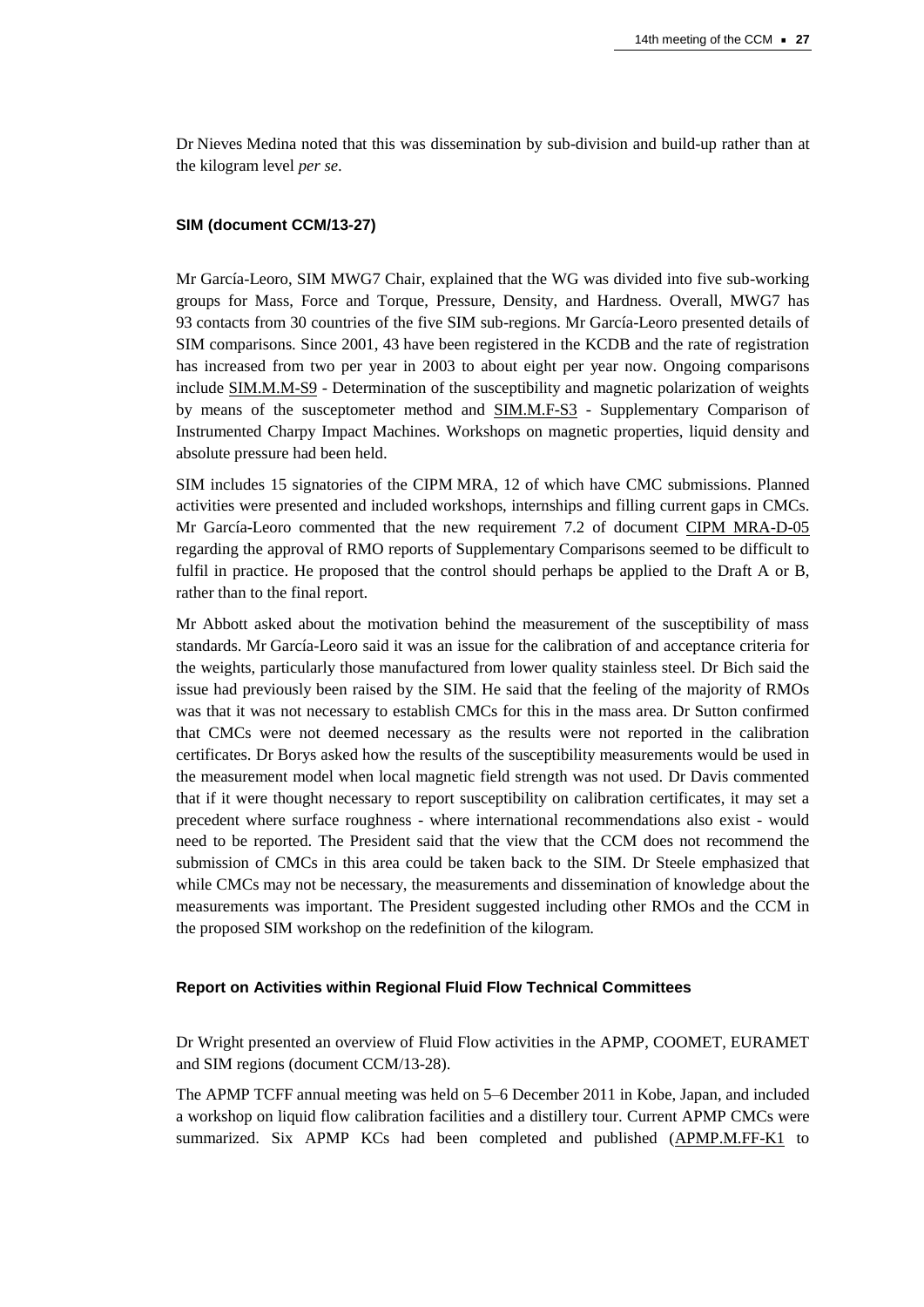Dr Nieves Medina noted that this was dissemination by sub-division and build-up rather than at the kilogram level *per se*.

#### SIM (document CCM/13-27)

Mr García-Leoro, SIM MWG7 Chair, explained that the WG was divided into five sub-working groups for Mass, Force and Torque, Pressure, Density, and Hardness. Overall, MWG7 has 93 contacts from 30 countries of the five SIM sub-regions. Mr García-Leoro presented details of SIM comparisons. Since 2001, 43 have been registered in the KCDB and the rate of registration has increased from two per year in 2003 to about eight per year now. Ongoing comparisons include SIM.M.M-S9 - Determination of the susceptibility and magnetic polarization of weights by means of the susceptometer method and SIM.M.F-S3 - Supplementary Comparison of Instrumented Charpy Impact Machines. Workshops on magnetic properties, liquid density and absolute pressure had been held.

SIM includes 15 signatories of the CIPM MRA, 12 of which have CMC submissions. Planned activities were presented and included workshops, internships and filling current gaps in CMCs. Mr García-Leoro commented that the new requirement 7.2 of document CIPM MRA-D-05 regarding the approval of RMO reports of Supplementary Comparisons seemed to be difficult to fulfil in practice. He proposed that the control should perhaps be applied to the Draft A or B, rather than to the final report.

Mr Abbott asked about the motivation behind the measurement of the susceptibility of mass standards. Mr García-Leoro said it was an issue for the calibration of and acceptance criteria for the weights, particularly those manufactured from lower quality stainless steel. Dr Bich said the issue had previously been raised by the SIM. He said that the feeling of the majority of RMOs was that it was not necessary to establish CMCs for this in the mass area. Dr Sutton confirmed that CMCs were not deemed necessary as the results were not reported in the calibration certificates. Dr Borys asked how the results of the susceptibility measurements would be used in the measurement model when local magnetic field strength was not used. Dr Davis commented that if it were thought necessary to report susceptibility on calibration certificates, it may set a precedent where surface roughness - where international recommendations also exist - would need to be reported. The President said that the view that the CCM does not recommend the submission of CMCs in this area could be taken back to the SIM. Dr Steele emphasized that while CMCs may not be necessary, the measurements and dissemination of knowledge about the measurements was important. The President suggested including other RMOs and the CCM in the proposed SIM workshop on the redefinition of the kilogram.

#### Report on Activities within Regional Fluid Flow Technical Committees

Dr Wright presented an overview of Fluid Flow activities in the APMP, COOMET, EURAMET and SIM regions (document CCM/13-28).

The APMP TCFF annual meeting was held on 5–6 December 2011 in Kobe, Japan, and included a workshop on liquid flow calibration facilities and a distillery tour. Current APMP CMCs were summarized. Six APMP KCs had been completed and published (APMP.M.FF-K1 to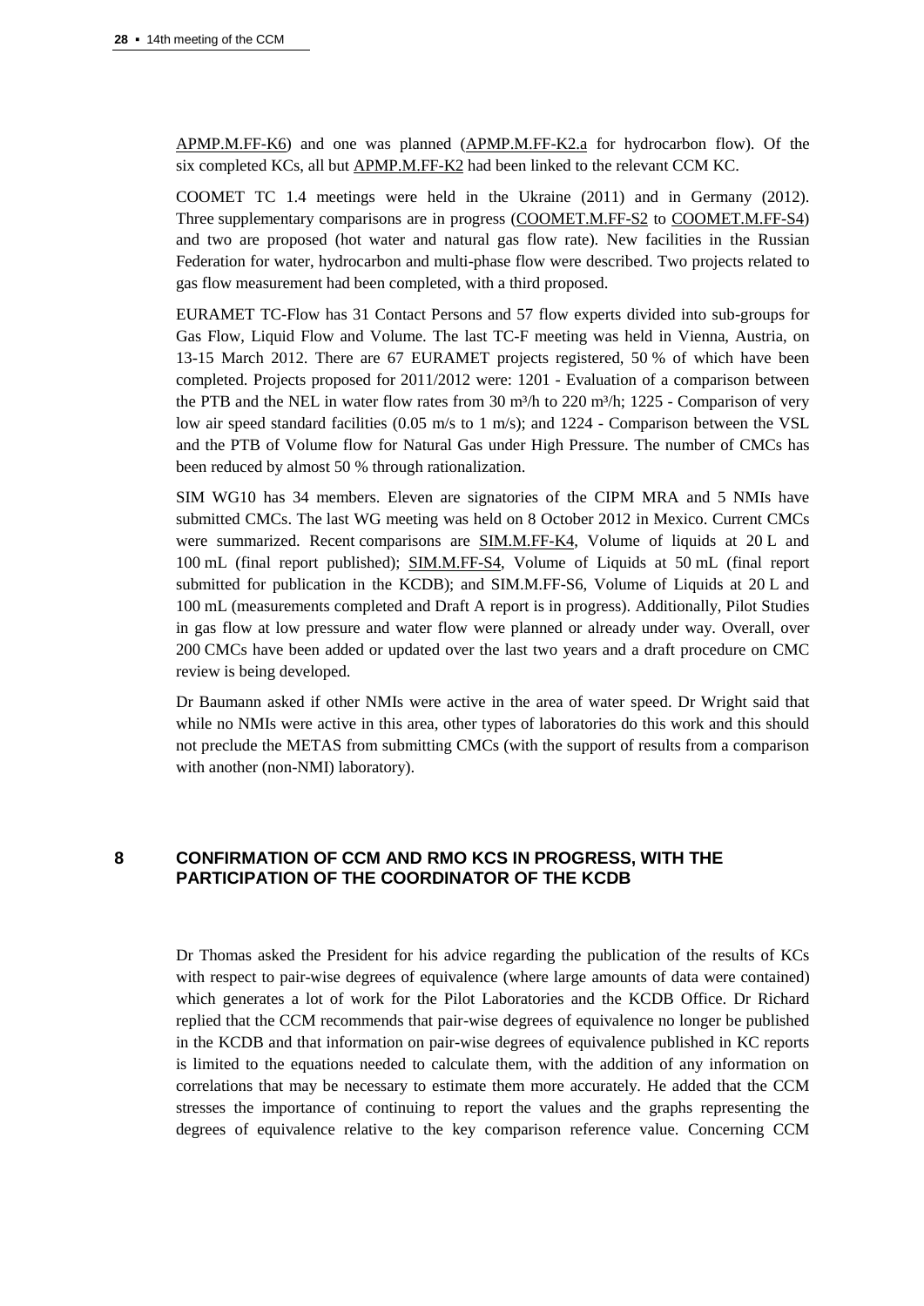APMP.M.FF-K6) and one was planned (APMP.M.FF-K2.a for hydrocarbon flow). Of the six completed KCs, all but APMP.M.FF-K2 had been linked to the relevant CCM KC.

COOMET TC 1.4 meetings were held in the Ukraine (2011) and in Germany (2012). Three supplementary comparisons are in progress (COOMET.M.FF-S2 to COOMET.M.FF-S4) and two are proposed (hot water and natural gas flow rate). New facilities in the Russian Federation for water, hydrocarbon and multi-phase flow were described. Two projects related to gas flow measurement had been completed, with a third proposed.

EURAMET TC-Flow has 31 Contact Persons and 57 flow experts divided into sub-groups for Gas Flow, Liquid Flow and Volume. The last TC-F meeting was held in Vienna, Austria, on 13-15 March 2012. There are 67 EURAMET projects registered, 50 % of which have been completed. Projects proposed for 2011/2012 were: 1201 - Evaluation of a comparison between the PTB and the NEL in water flow rates from 30 m³/h to 220 m³/h; 1225 - Comparison of very low air speed standard facilities (0.05 m/s to 1 m/s); and 1224 - Comparison between the VSL and the PTB of Volume flow for Natural Gas under High Pressure. The number of CMCs has been reduced by almost 50 % through rationalization.

SIM WG10 has 34 members. Eleven are signatories of the CIPM MRA and 5 NMIs have submitted CMCs. The last WG meeting was held on 8 October 2012 in Mexico. Current CMCs were summarized. Recent comparisons are SIM.M.FF-K4, Volume of liquids at 20 L and 100 mL (final report published); SIM.M.FF-S4, Volume of Liquids at 50 mL (final report submitted for publication in the KCDB); and SIM.M.FF-S6, Volume of Liquids at 20 L and 100 mL (measurements completed and Draft A report is in progress). Additionally, Pilot Studies in gas flow at low pressure and water flow were planned or already under way. Overall, over 200 CMCs have been added or updated over the last two years and a draft procedure on CMC review is being developed.

Dr Baumann asked if other NMIs were active in the area of water speed. Dr Wright said that while no NMIs were active in this area, other types of laboratories do this work and this should not preclude the METAS from submitting CMCs (with the support of results from a comparison with another (non-NMI) laboratory).

## 8 CONFIRMATION OF CCM AND RMO KCS IN PROGRESS, WITH THE PARTICIPATION OF THE COORDINATOR OF THE KCDB

Dr Thomas asked the President for his advice regarding the publication of the results of KCs with respect to pair-wise degrees of equivalence (where large amounts of data were contained) which generates a lot of work for the Pilot Laboratories and the KCDB Office. Dr Richard replied that the CCM recommends that pair-wise degrees of equivalence no longer be published in the KCDB and that information on pair-wise degrees of equivalence published in KC reports is limited to the equations needed to calculate them, with the addition of any information on correlations that may be necessary to estimate them more accurately. He added that the CCM stresses the importance of continuing to report the values and the graphs representing the degrees of equivalence relative to the key comparison reference value. Concerning CCM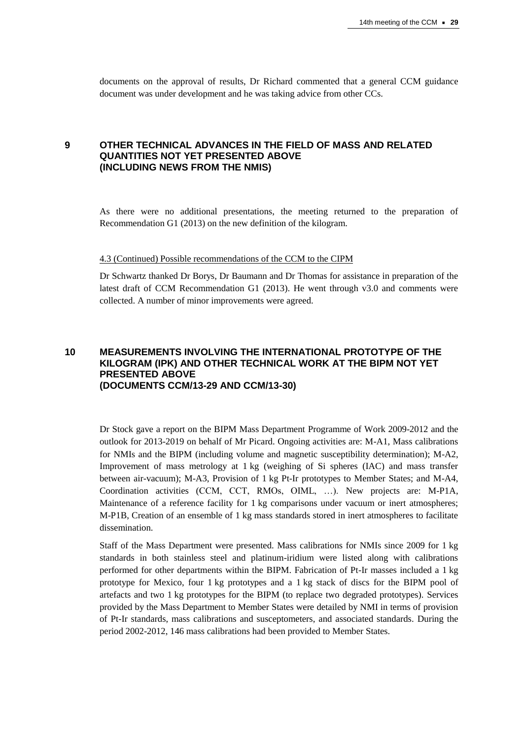documents on the approval of results, Dr Richard commented that a general CCM guidance document was under development and he was taking advice from other CCs.

## 9 OTHER TECHNICAL ADVANCES IN THE FIELD OF MASS AND RELATED QUANTITIES NOT YET PRESENTED ABOVE (INCLUDING NEWS FROM THE NMIS)

As there were no additional presentations, the meeting returned to the preparation of Recommendation G1 (2013) on the new definition of the kilogram.

4.3 (Continued) Possible recommendations of the CCM to the CIPM

Dr Schwartz thanked Dr Borys, Dr Baumann and Dr Thomas for assistance in preparation of the latest draft of CCM Recommendation G1 (2013). He went through v3.0 and comments were collected. A number of minor improvements were agreed.

## 10 MEASUREMENTS INVOLVING THE INTERNATIONAL PROTOTYPE OF THE KILOGRAM (IPK) AND OTHER TECHNICAL WORK AT THE BIPM NOT YET PRESENTED ABOVE (DOCUMENTS CCM/13-29 AND CCM/13-30)

Dr Stock gave a report on the BIPM Mass Department Programme of Work 2009-2012 and the outlook for 2013-2019 on behalf of Mr Picard. Ongoing activities are: M-A1, Mass calibrations for NMIs and the BIPM (including volume and magnetic susceptibility determination); M-A2, Improvement of mass metrology at 1 kg (weighing of Si spheres (IAC) and mass transfer between air-vacuum); M-A3, Provision of 1 kg Pt-Ir prototypes to Member States; and M-A4, Coordination activities (CCM, CCT, RMOs, OIML, …). New projects are: M-P1A, Maintenance of a reference facility for 1 kg comparisons under vacuum or inert atmospheres; M-P1B, Creation of an ensemble of 1 kg mass standards stored in inert atmospheres to facilitate dissemination.

Staff of the Mass Department were presented. Mass calibrations for NMIs since 2009 for 1 kg standards in both stainless steel and platinum-iridium were listed along with calibrations performed for other departments within the BIPM. Fabrication of Pt-Ir masses included a 1 kg prototype for Mexico, four 1 kg prototypes and a 1 kg stack of discs for the BIPM pool of artefacts and two 1 kg prototypes for the BIPM (to replace two degraded prototypes). Services provided by the Mass Department to Member States were detailed by NMI in terms of provision of Pt-Ir standards, mass calibrations and susceptometers, and associated standards. During the period 2002-2012, 146 mass calibrations had been provided to Member States.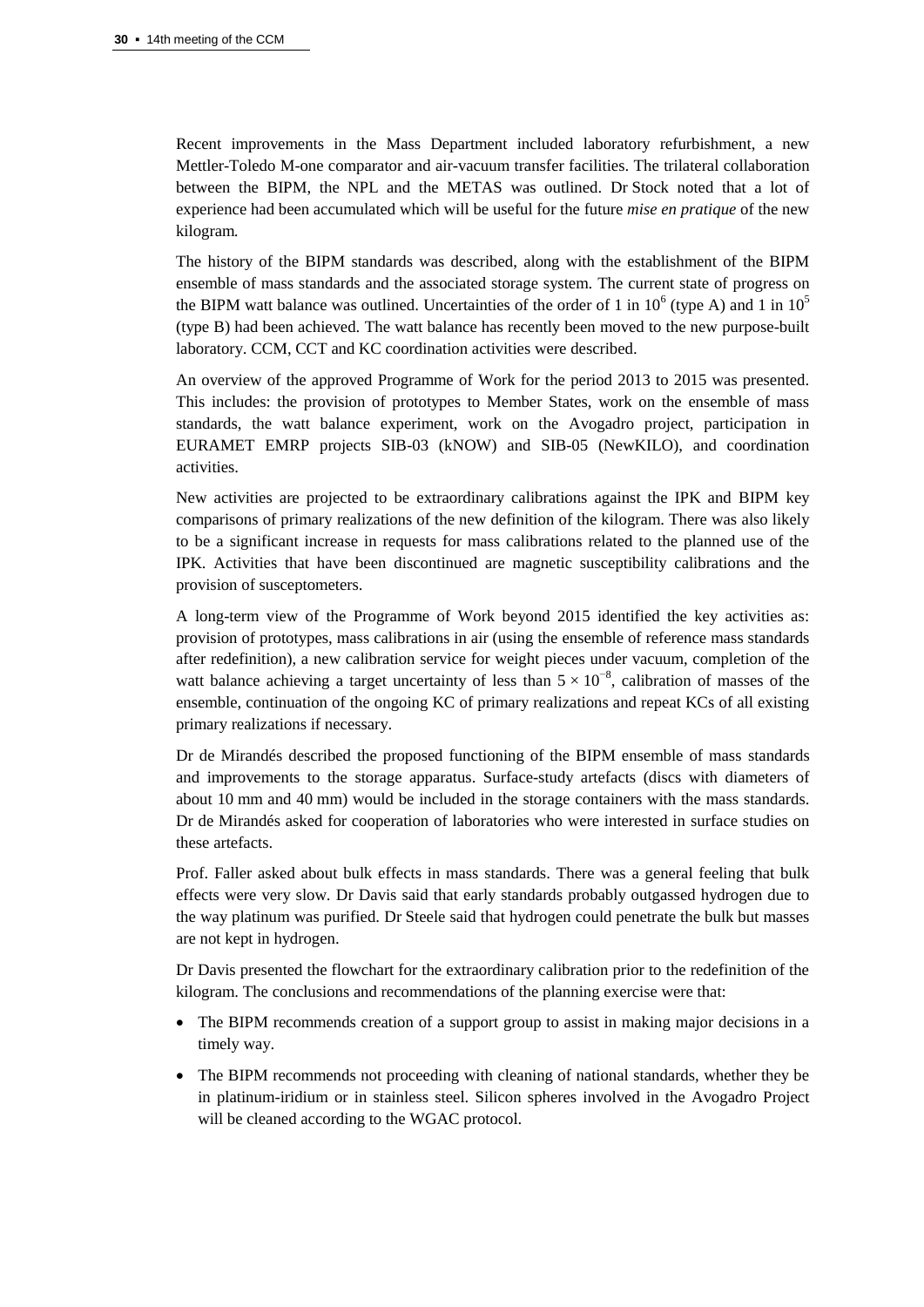Recent improvements in the Mass Department included laboratory refurbishment, a new Mettler-Toledo M-one comparator and air-vacuum transfer facilities. The trilateral collaboration between the BIPM, the NPL and the METAS was outlined. Dr Stock noted that a lot of experience had been accumulated which will be useful for the future *mise en pratique* of the new kilogram.

The history of the BIPM standards was described, along with the establishment of the BIPM ensemble of mass standards and the associated storage system. The current state of progress on the BIPM watt balance was outlined. Uncertainties of the order of 1 in $10^6$ (type A) and 1 in $10^5$ (type B) had been achieved. The watt balance has recently been moved to the new purpose-built laboratory. CCM, CCT and KC coordination activities were described.

An overview of the approved Programme of Work for the period 2013 to 2015 was presented. This includes: the provision of prototypes to Member States, work on the ensemble of mass standards, the watt balance experiment, work on the Avogadro project, participation in EURAMET EMRP projects SIB-03 (kNOW) and SIB-05 (NewKILO), and coordination activities.

New activities are projected to be extraordinary calibrations against the IPK and BIPM key comparisons of primary realizations of the new definition of the kilogram. There was also likely to be a significant increase in requests for mass calibrations related to the planned use of the IPK. Activities that have been discontinued are magnetic susceptibility calibrations and the provision of susceptometers.

A long-term view of the Programme of Work beyond 2015 identified the key activities as: provision of prototypes, mass calibrations in air (using the ensemble of reference mass standards after redefinition), a new calibration service for weight pieces under vacuum, completion of the watt balance achieving a target uncertainty of less than $5 \times 10^{-8}$, calibration of masses of the ensemble, continuation of the ongoing KC of primary realizations and repeat KCs of all existing primary realizations if necessary.

Dr de Mirandés described the proposed functioning of the BIPM ensemble of mass standards and improvements to the storage apparatus. Surface-study artefacts (discs with diameters of about 10 mm and 40 mm) would be included in the storage containers with the mass standards. Dr de Mirandés asked for cooperation of laboratories who were interested in surface studies on these artefacts.

Prof. Faller asked about bulk effects in mass standards. There was a general feeling that bulk effects were very slow. Dr Davis said that early standards probably outgassed hydrogen due to the way platinum was purified. Dr Steele said that hydrogen could penetrate the bulk but masses are not kept in hydrogen.

Dr Davis presented the flowchart for the extraordinary calibration prior to the redefinition of the kilogram. The conclusions and recommendations of the planning exercise were that:

- The BIPM recommends creation of a support group to assist in making major decisions in a timely way.
- The BIPM recommends not proceeding with cleaning of national standards, whether they be in platinum-iridium or in stainless steel. Silicon spheres involved in the Avogadro Project will be cleaned according to the WGAC protocol.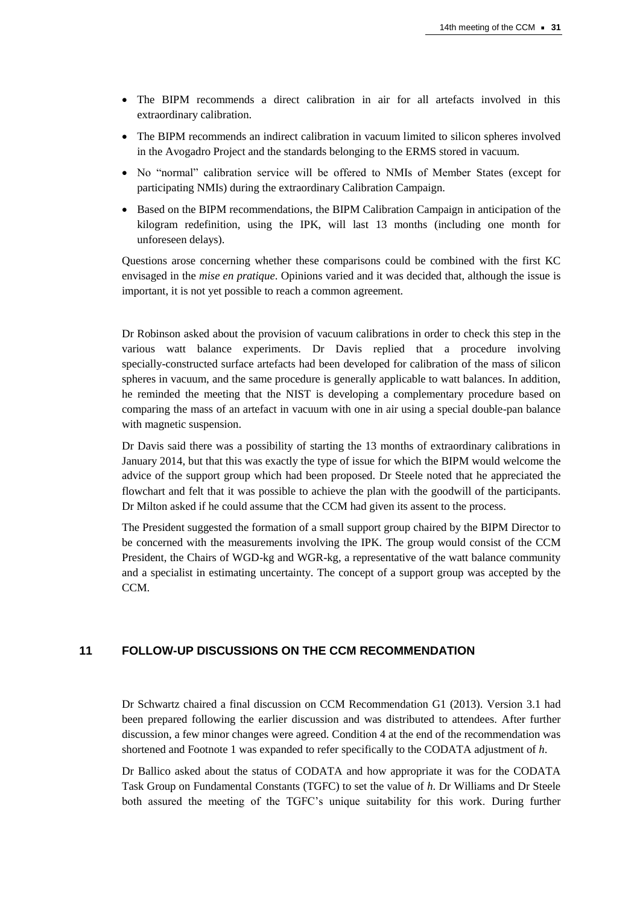- The BIPM recommends a direct calibration in air for all artefacts involved in this extraordinary calibration.
- The BIPM recommends an indirect calibration in vacuum limited to silicon spheres involved in the Avogadro Project and the standards belonging to the ERMS stored in vacuum.
- No "normal" calibration service will be offered to NMIs of Member States (except for participating NMIs) during the extraordinary Calibration Campaign.
- Based on the BIPM recommendations, the BIPM Calibration Campaign in anticipation of the kilogram redefinition, using the IPK, will last 13 months (including one month for unforeseen delays).

Questions arose concerning whether these comparisons could be combined with the first KC envisaged in the *mise en pratique*. Opinions varied and it was decided that, although the issue is important, it is not yet possible to reach a common agreement.

Dr Robinson asked about the provision of vacuum calibrations in order to check this step in the various watt balance experiments. Dr Davis replied that a procedure involving specially-constructed surface artefacts had been developed for calibration of the mass of silicon spheres in vacuum, and the same procedure is generally applicable to watt balances. In addition, he reminded the meeting that the NIST is developing a complementary procedure based on comparing the mass of an artefact in vacuum with one in air using a special double-pan balance with magnetic suspension.

Dr Davis said there was a possibility of starting the 13 months of extraordinary calibrations in January 2014, but that this was exactly the type of issue for which the BIPM would welcome the advice of the support group which had been proposed. Dr Steele noted that he appreciated the flowchart and felt that it was possible to achieve the plan with the goodwill of the participants. Dr Milton asked if he could assume that the CCM had given its assent to the process.

The President suggested the formation of a small support group chaired by the BIPM Director to be concerned with the measurements involving the IPK. The group would consist of the CCM President, the Chairs of WGD-kg and WGR-kg, a representative of the watt balance community and a specialist in estimating uncertainty. The concept of a support group was accepted by the CCM.

## 11 FOLLOW-UP DISCUSSIONS ON THE CCM RECOMMENDATION

Dr Schwartz chaired a final discussion on CCM Recommendation G1 (2013). Version 3.1 had been prepared following the earlier discussion and was distributed to attendees. After further discussion, a few minor changes were agreed. Condition 4 at the end of the recommendation was shortened and Footnote 1 was expanded to refer specifically to the CODATA adjustment of $h$.

Dr Ballico asked about the status of CODATA and how appropriate it was for the CODATA Task Group on Fundamental Constants (TGFC) to set the value of $h$. Dr Williams and Dr Steele both assured the meeting of the TGFC's unique suitability for this work. During further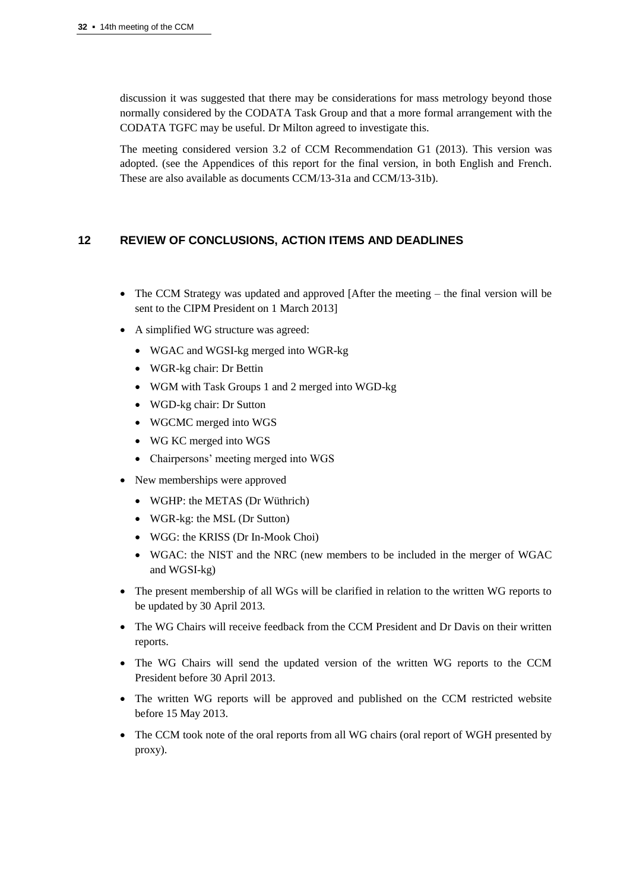discussion it was suggested that there may be considerations for mass metrology beyond those normally considered by the CODATA Task Group and that a more formal arrangement with the CODATA TGFC may be useful. Dr Milton agreed to investigate this.

The meeting considered version 3.2 of CCM Recommendation G1 (2013). This version was adopted. (see the Appendices of this report for the final version, in both English and French. These are also available as documents CCM/13-31a and CCM/13-31b).

## 12 REVIEW OF CONCLUSIONS, ACTION ITEMS AND DEADLINES

- The CCM Strategy was updated and approved [After the meeting – the final version will be sent to the CIPM President on 1 March 2013]
- A simplified WG structure was agreed:
  - WGAC and WGSI-kg merged into WGR-kg
  - WGR-kg chair: Dr Bettin
  - WGM with Task Groups 1 and 2 merged into WGD-kg
  - WGD-kg chair: Dr Sutton
  - WGCMC merged into WGS
  - WG KC merged into WGS
  - Chairpersons' meeting merged into WGS
- New memberships were approved
  - WGHP: the METAS (Dr Wüthrich)
  - WGR-kg: the MSL (Dr Sutton)
  - WGG: the KRISS (Dr In-Mook Choi)
  - WGAC: the NIST and the NRC (new members to be included in the merger of WGAC and WGSI-kg)
- The present membership of all WGs will be clarified in relation to the written WG reports to be updated by 30 April 2013.
- The WG Chairs will receive feedback from the CCM President and Dr Davis on their written reports.
- The WG Chairs will send the updated version of the written WG reports to the CCM President before 30 April 2013.
- The written WG reports will be approved and published on the CCM restricted website before 15 May 2013.
- The CCM took note of the oral reports from all WG chairs (oral report of WGH presented by proxy).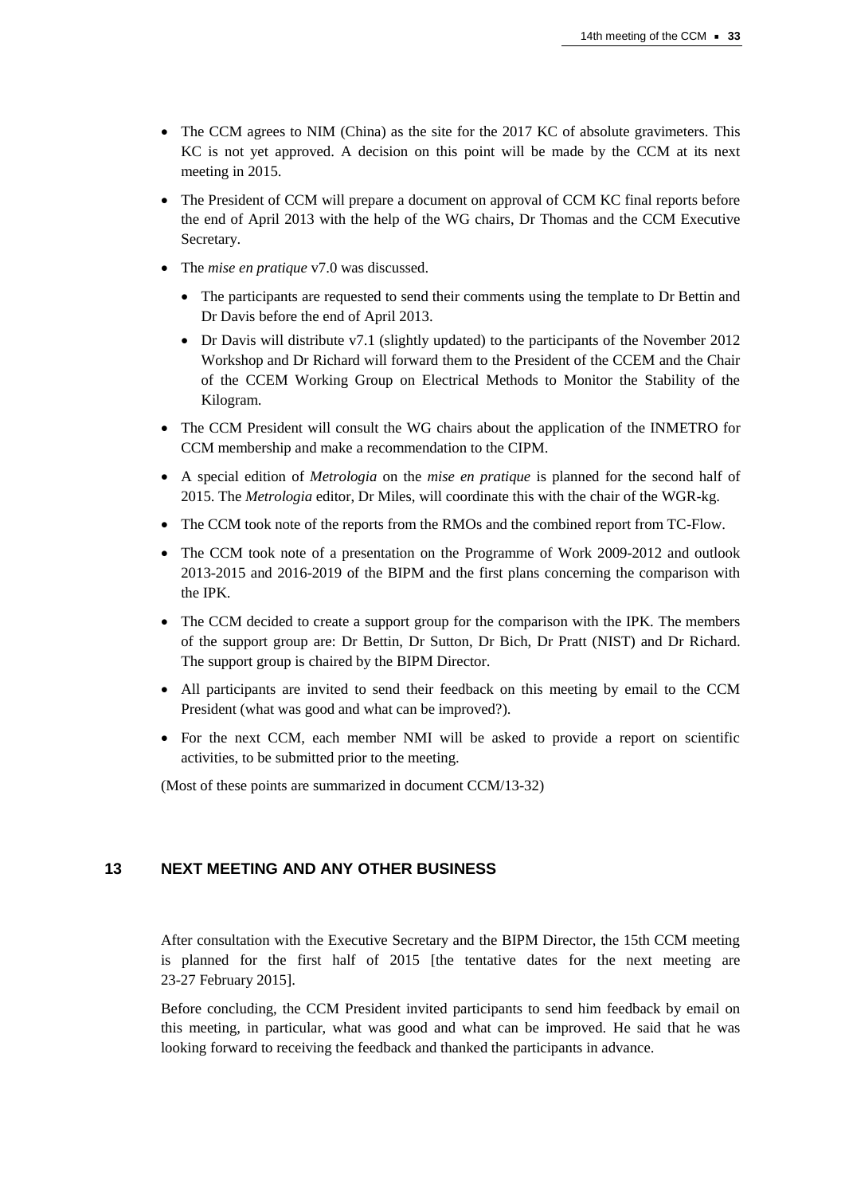- The CCM agrees to NIM (China) as the site for the 2017 KC of absolute gravimeters. This KC is not yet approved. A decision on this point will be made by the CCM at its next meeting in 2015.
- The President of CCM will prepare a document on approval of CCM KC final reports before the end of April 2013 with the help of the WG chairs, Dr Thomas and the CCM Executive Secretary.
- The *mise en pratique* v7.0 was discussed.
  - The participants are requested to send their comments using the template to Dr Bettin and Dr Davis before the end of April 2013.
  - Dr Davis will distribute v7.1 (slightly updated) to the participants of the November 2012 Workshop and Dr Richard will forward them to the President of the CCEM and the Chair of the CCEM Working Group on Electrical Methods to Monitor the Stability of the Kilogram.
- The CCM President will consult the WG chairs about the application of the INMETRO for CCM membership and make a recommendation to the CIPM.
- A special edition of *Metrologia* on the *mise en pratique* is planned for the second half of 2015. The *Metrologia* editor, Dr Miles, will coordinate this with the chair of the WGR-kg.
- The CCM took note of the reports from the RMOs and the combined report from TC-Flow.
- The CCM took note of a presentation on the Programme of Work 2009-2012 and outlook 2013-2015 and 2016-2019 of the BIPM and the first plans concerning the comparison with the IPK.
- The CCM decided to create a support group for the comparison with the IPK. The members of the support group are: Dr Bettin, Dr Sutton, Dr Bich, Dr Pratt (NIST) and Dr Richard. The support group is chaired by the BIPM Director.
- All participants are invited to send their feedback on this meeting by email to the CCM President (what was good and what can be improved?).
- For the next CCM, each member NMI will be asked to provide a report on scientific activities, to be submitted prior to the meeting.

(Most of these points are summarized in document CCM/13-32)

## 13 NEXT MEETING AND ANY OTHER BUSINESS

After consultation with the Executive Secretary and the BIPM Director, the 15th CCM meeting is planned for the first half of 2015 [the tentative dates for the next meeting are 23-27 February 2015].

Before concluding, the CCM President invited participants to send him feedback by email on this meeting, in particular, what was good and what can be improved. He said that he was looking forward to receiving the feedback and thanked the participants in advance.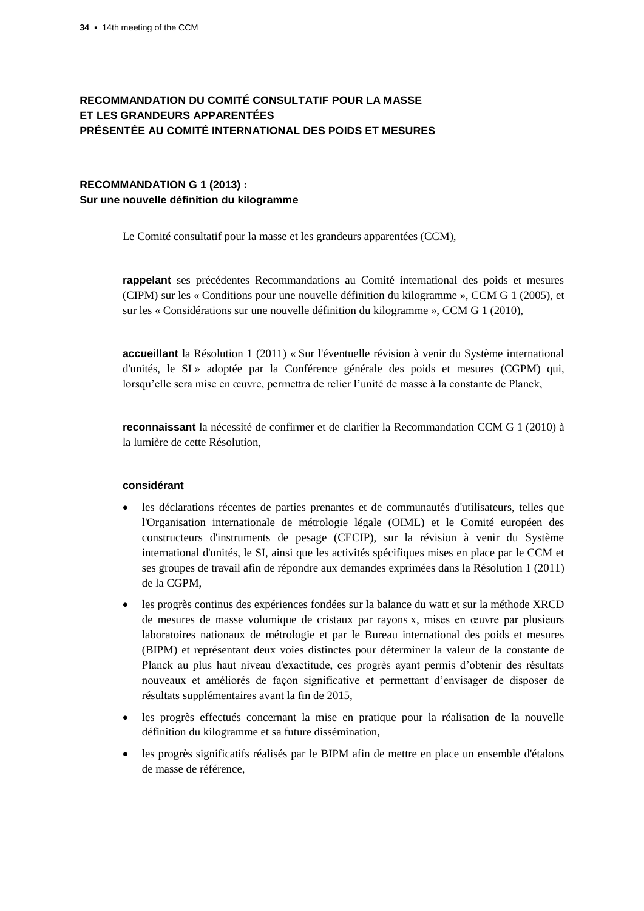## RECOMMANDATION DU COMITÉ CONSULTATIF POUR LA MASSE ET LES GRANDEURS APPARENTÉES PRÉSENTÉE AU COMITÉ INTERNATIONAL DES POIDS ET MESURES

### RECOMMANDATION G 1 (2013) : Sur une nouvelle définition du kilogramme

Le Comité consultatif pour la masse et les grandeurs apparentées (CCM),

**rappelant** ses précédentes Recommandations au Comité international des poids et mesures (CIPM) sur les « Conditions pour une nouvelle définition du kilogramme », CCM G 1 (2005), et sur les « Considérations sur une nouvelle définition du kilogramme », CCM G 1 (2010),

**accueillant** la Résolution 1 (2011) « Sur l'éventuelle révision à venir du Système international d'unités, le SI » adoptée par la Conférence générale des poids et mesures (CGPM) qui, lorsqu'elle sera mise en œuvre, permettra de relier l'unité de masse à la constante de Planck,

**reconnaissant** la nécessité de confirmer et de clarifier la Recommandation CCM G 1 (2010) à la lumière de cette Résolution,

**considérant**

- les déclarations récentes de parties prenantes et de communautés d'utilisateurs, telles que l'Organisation internationale de métrologie légale (OIML) et le Comité européen des constructeurs d'instruments de pesage (CECIP), sur la révision à venir du Système international d'unités, le SI, ainsi que les activités spécifiques mises en place par le CCM et ses groupes de travail afin de répondre aux demandes exprimées dans la Résolution 1 (2011) de la CGPM,
- les progrès continus des expériences fondées sur la balance du watt et sur la méthode XRCD de mesures de masse volumique de cristaux par rayons x, mises en œuvre par plusieurs laboratoires nationaux de métrologie et par le Bureau international des poids et mesures (BIPM) et représentant deux voies distinctes pour déterminer la valeur de la constante de Planck au plus haut niveau d'exactitude, ces progrès ayant permis d'obtenir des résultats nouveaux et améliorés de façon significative et permettant d'envisager de disposer de résultats supplémentaires avant la fin de 2015,
- les progrès effectués concernant la mise en pratique pour la réalisation de la nouvelle définition du kilogramme et sa future dissémination,
- les progrès significatifs réalisés par le BIPM afin de mettre en place un ensemble d'étalons de masse de référence,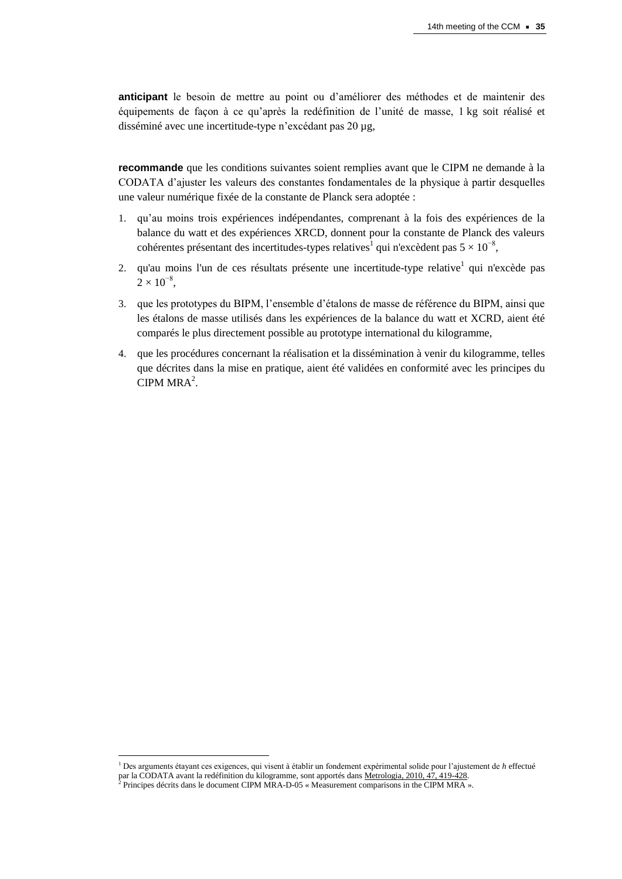**anticipant** le besoin de mettre au point ou d'améliorer des méthodes et de maintenir des équipements de façon à ce qu'après la redéfinition de l'unité de masse, 1 kg soit réalisé et disséminé avec une incertitude-type n'excédant pas 20 µg,

**recommande** que les conditions suivantes soient remplies avant que le CIPM ne demande à la CODATA d'ajuster les valeurs des constantes fondamentales de la physique à partir desquelles une valeur numérique fixée de la constante de Planck sera adoptée :

1. qu'au moins trois expériences indépendantes, comprenant à la fois des expériences de la balance du watt et des expériences XRCD, donnent pour la constante de Planck des valeurs cohérentes présentant des incertitudes-types relatives[1] qui n'excèdent pas $5 \times 10^{-8}$,
2. qu'au moins l'un de ces résultats présente une incertitude-type relative[1] qui n'excède pas $2 \times 10^{-8}$,
3. que les prototypes du BIPM, l'ensemble d'étalons de masse de référence du BIPM, ainsi que les étalons de masse utilisés dans les expériences de la balance du watt et XCRD, aient été comparés le plus directement possible au prototype international du kilogramme,
4. que les procédures concernant la réalisation et la dissémination à venir du kilogramme, telles que décrites dans la mise en pratique, aient été validées en conformité avec les principes du CIPM MRA[2].

[1] Des arguments étayant ces exigences, qui visent à établir un fondement expérimental solide pour l'ajustement de *h* effectué par la CODATA avant la redéfinition du kilogramme, sont apportés dans Metrologia, 2010, 47, 419-428.
[2] Principes décrits dans le document CIPM MRA-D-05 « Measurement comparisons in the CIPM MRA ».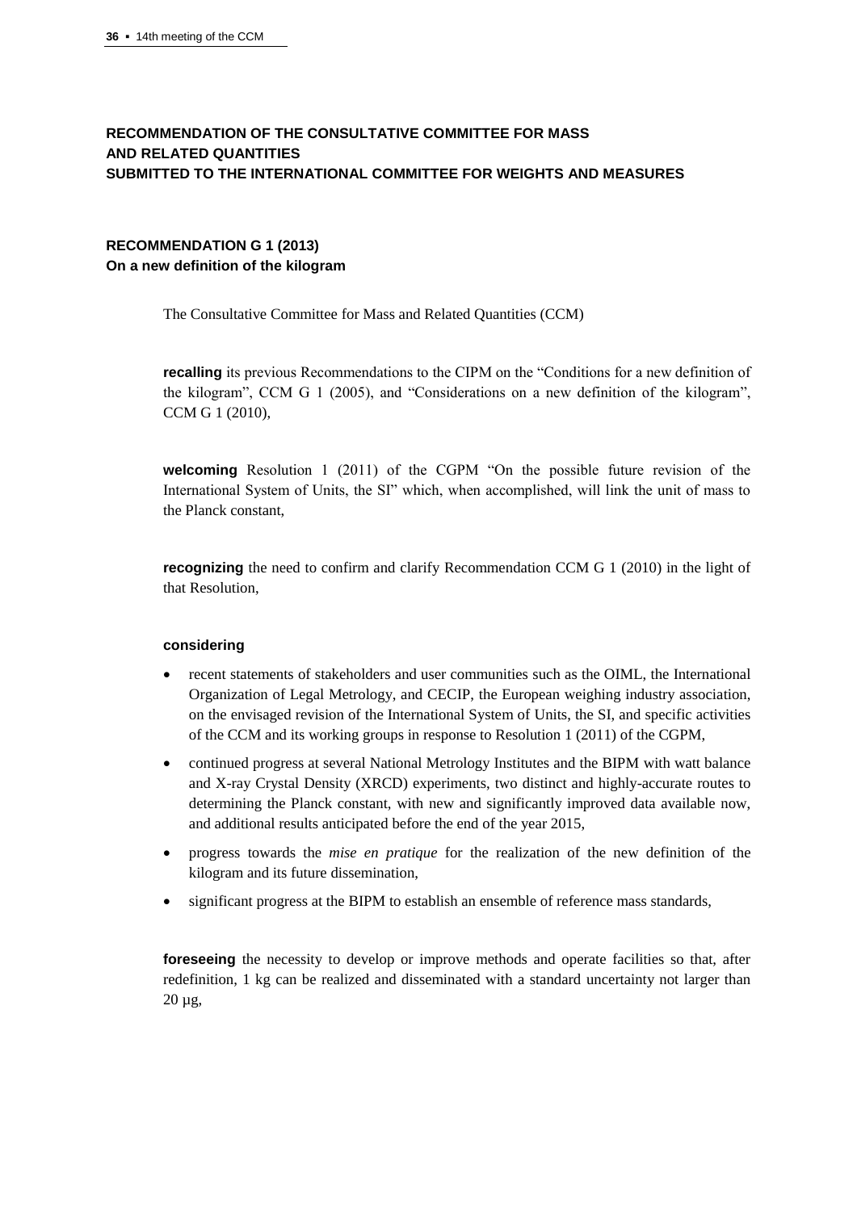## RECOMMENDATION OF THE CONSULTATIVE COMMITTEE FOR MASS AND RELATED QUANTITIES SUBMITTED TO THE INTERNATIONAL COMMITTEE FOR WEIGHTS AND MEASURES

### RECOMMENDATION G 1 (2013)
**On a new definition of the kilogram**

The Consultative Committee for Mass and Related Quantities (CCM)

**recalling** its previous Recommendations to the CIPM on the "Conditions for a new definition of the kilogram", CCM G 1 (2005), and "Considerations on a new definition of the kilogram", CCM G 1 (2010),

**welcoming** Resolution 1 (2011) of the CGPM "On the possible future revision of the International System of Units, the SI" which, when accomplished, will link the unit of mass to the Planck constant,

**recognizing** the need to confirm and clarify Recommendation CCM G 1 (2010) in the light of that Resolution,

**considering**

- recent statements of stakeholders and user communities such as the OIML, the International Organization of Legal Metrology, and CECIP, the European weighing industry association, on the envisaged revision of the International System of Units, the SI, and specific activities of the CCM and its working groups in response to Resolution 1 (2011) of the CGPM,
- continued progress at several National Metrology Institutes and the BIPM with watt balance and X-ray Crystal Density (XRCD) experiments, two distinct and highly-accurate routes to determining the Planck constant, with new and significantly improved data available now, and additional results anticipated before the end of the year 2015,
- progress towards the *mise en pratique* for the realization of the new definition of the kilogram and its future dissemination,
- significant progress at the BIPM to establish an ensemble of reference mass standards,

**foreseeing** the necessity to develop or improve methods and operate facilities so that, after redefinition, 1 kg can be realized and disseminated with a standard uncertainty not larger than 20 µg,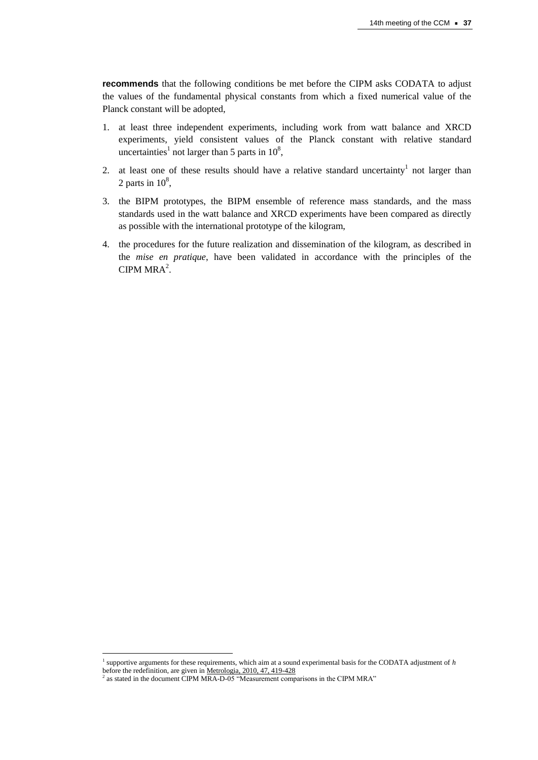**recommends** that the following conditions be met before the CIPM asks CODATA to adjust the values of the fundamental physical constants from which a fixed numerical value of the Planck constant will be adopted,

1. at least three independent experiments, including work from watt balance and XRCD experiments, yield consistent values of the Planck constant with relative standard uncertainties[1] not larger than 5 parts in $10^8$,
2. at least one of these results should have a relative standard uncertainty[1] not larger than 2 parts in $10^8$,
3. the BIPM prototypes, the BIPM ensemble of reference mass standards, and the mass standards used in the watt balance and XRCD experiments have been compared as directly as possible with the international prototype of the kilogram,
4. the procedures for the future realization and dissemination of the kilogram, as described in the *mise en pratique*, have been validated in accordance with the principles of the CIPM MRA[2].

---

[1] supportive arguments for these requirements, which aim at a sound experimental basis for the CODATA adjustment of $h$ before the redefinition, are given in Metrologia, 2010, 47, 419-428

[2] as stated in the document CIPM MRA-D-05 "Measurement comparisons in the CIPM MRA"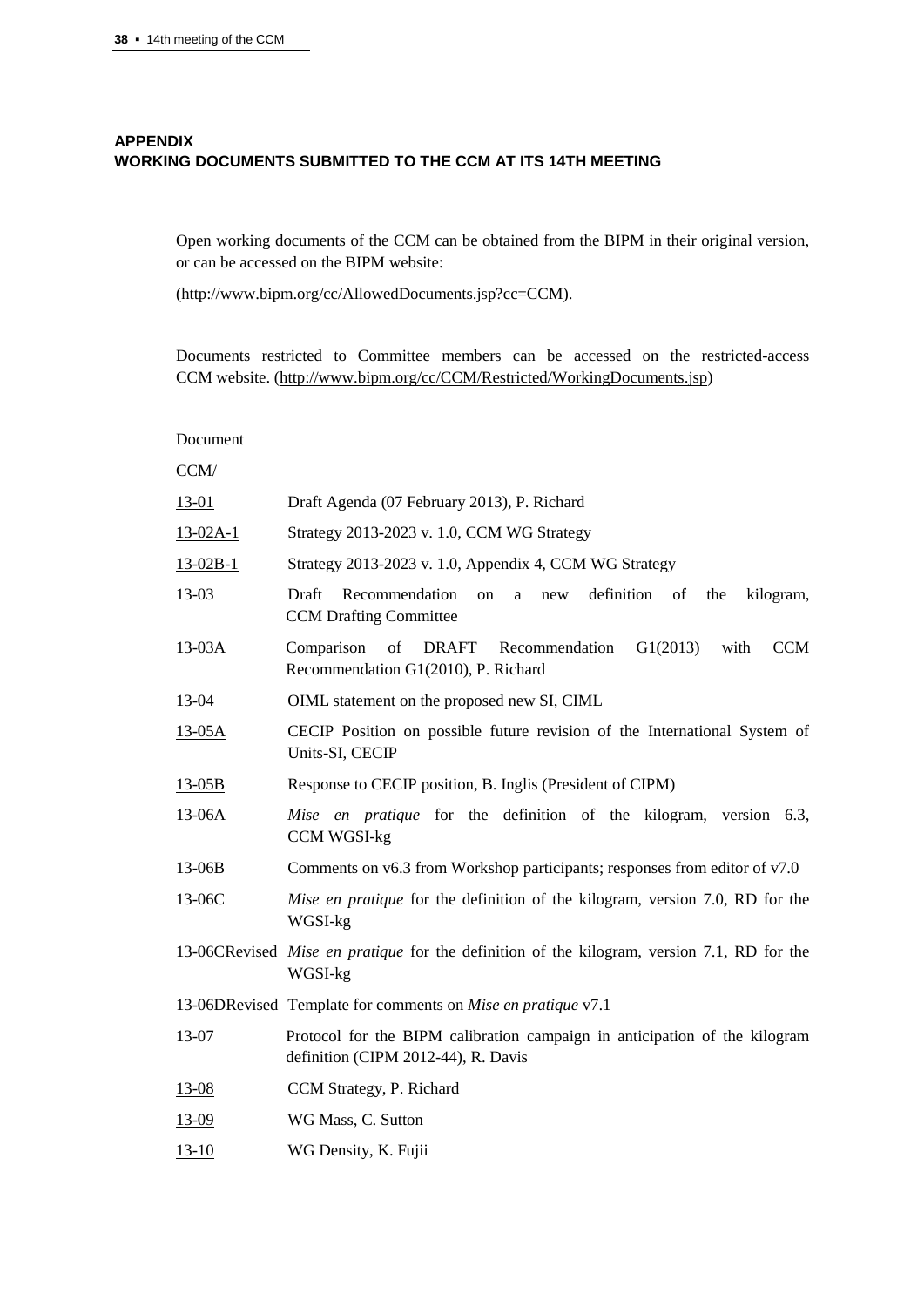## APPENDIX
## WORKING DOCUMENTS SUBMITTED TO THE CCM AT ITS 14TH MEETING

Open working documents of the CCM can be obtained from the BIPM in their original version, or can be accessed on the BIPM website:

(http://www.bipm.org/cc/AllowedDocuments.jsp?cc=CCM).

Documents restricted to Committee members can be accessed on the restricted-access CCM website. (http://www.bipm.org/cc/CCM/Restricted/WorkingDocuments.jsp)

| Document CCM/ | |
|---|---|
| 13-01 | Draft Agenda (07 February 2013), P. Richard |
| 13-02A-1 | Strategy 2013-2023 v. 1.0, CCM WG Strategy |
| 13-02B-1 | Strategy 2013-2023 v. 1.0, Appendix 4, CCM WG Strategy |
| 13-03 | Draft Recommendation on a new definition of the kilogram, CCM Drafting Committee |
| 13-03A | Comparison of DRAFT Recommendation G1(2013) with CCM Recommendation G1(2010), P. Richard |
| 13-04 | OIML statement on the proposed new SI, CIML |
| 13-05A | CECIP Position on possible future revision of the International System of Units-SI, CECIP |
| 13-05B | Response to CECIP position, B. Inglis (President of CIPM) |
| 13-06A | *Mise en pratique* for the definition of the kilogram, version 6.3, CCM WGSI-kg |
| 13-06B | Comments on v6.3 from Workshop participants; responses from editor of v7.0 |
| 13-06C | *Mise en pratique* for the definition of the kilogram, version 7.0, RD for the WGSI-kg |
| 13-06CRevised | *Mise en pratique* for the definition of the kilogram, version 7.1, RD for the WGSI-kg |
| 13-06DRevised | Template for comments on *Mise en pratique* v7.1 |
| 13-07 | Protocol for the BIPM calibration campaign in anticipation of the kilogram definition (CIPM 2012-44), R. Davis |
| 13-08 | CCM Strategy, P. Richard |
| 13-09 | WG Mass, C. Sutton |
| 13-10 | WG Density, K. Fujii |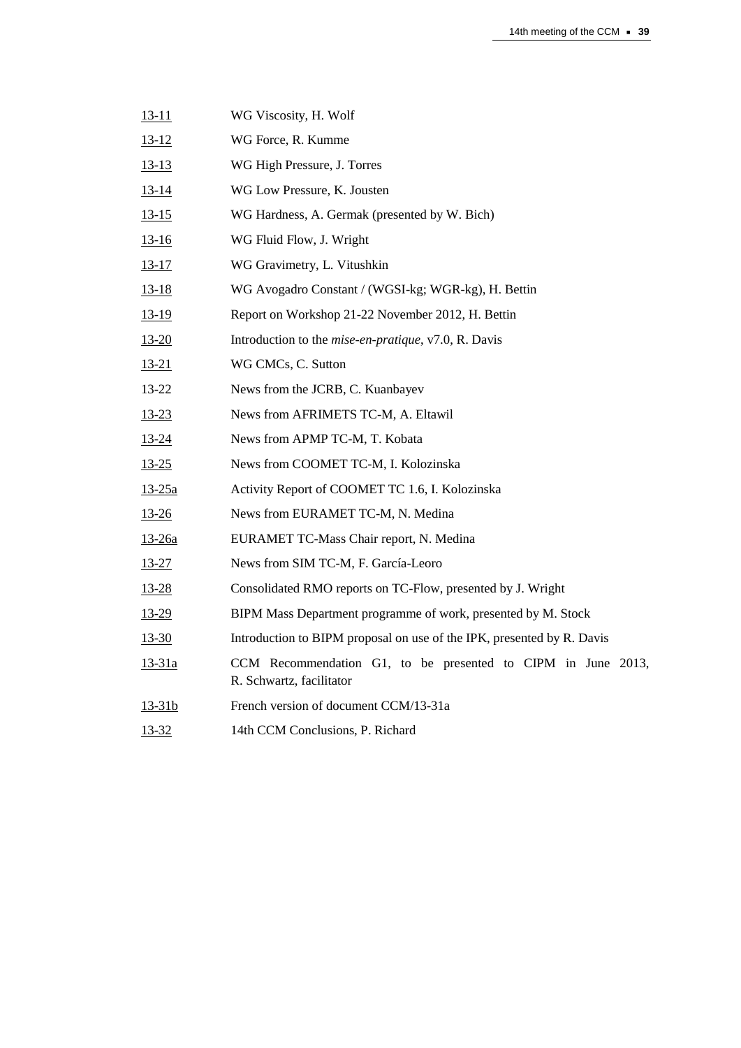13-11 WG Viscosity, H. Wolf

13-12 WG Force, R. Kumme

13-13 WG High Pressure, J. Torres

13-14 WG Low Pressure, K. Jousten

13-15 WG Hardness, A. Germak (presented by W. Bich)

13-16 WG Fluid Flow, J. Wright

13-17 WG Gravimetry, L. Vitushkin

13-18 WG Avogadro Constant / (WGSI-kg; WGR-kg), H. Bettin

13-19 Report on Workshop 21-22 November 2012, H. Bettin

13-20 Introduction to the *mise-en-pratique*, v7.0, R. Davis

13-21 WG CMCs, C. Sutton

13-22 News from the JCRB, C. Kuanbayev

13-23 News from AFRIMETS TC-M, A. Eltawil

13-24 News from APMP TC-M, T. Kobata

13-25 News from COOMET TC-M, I. Kolozinska

13-25a Activity Report of COOMET TC 1.6, I. Kolozinska

13-26 News from EURAMET TC-M, N. Medina

13-26a EURAMET TC-Mass Chair report, N. Medina

13-27 News from SIM TC-M, F. García-Leoro

13-28 Consolidated RMO reports on TC-Flow, presented by J. Wright

13-29 BIPM Mass Department programme of work, presented by M. Stock

13-30 Introduction to BIPM proposal on use of the IPK, presented by R. Davis

13-31a CCM Recommendation G1, to be presented to CIPM in June 2013, R. Schwartz, facilitator

13-31b French version of document CCM/13-31a

13-32 14th CCM Conclusions, P. Richard